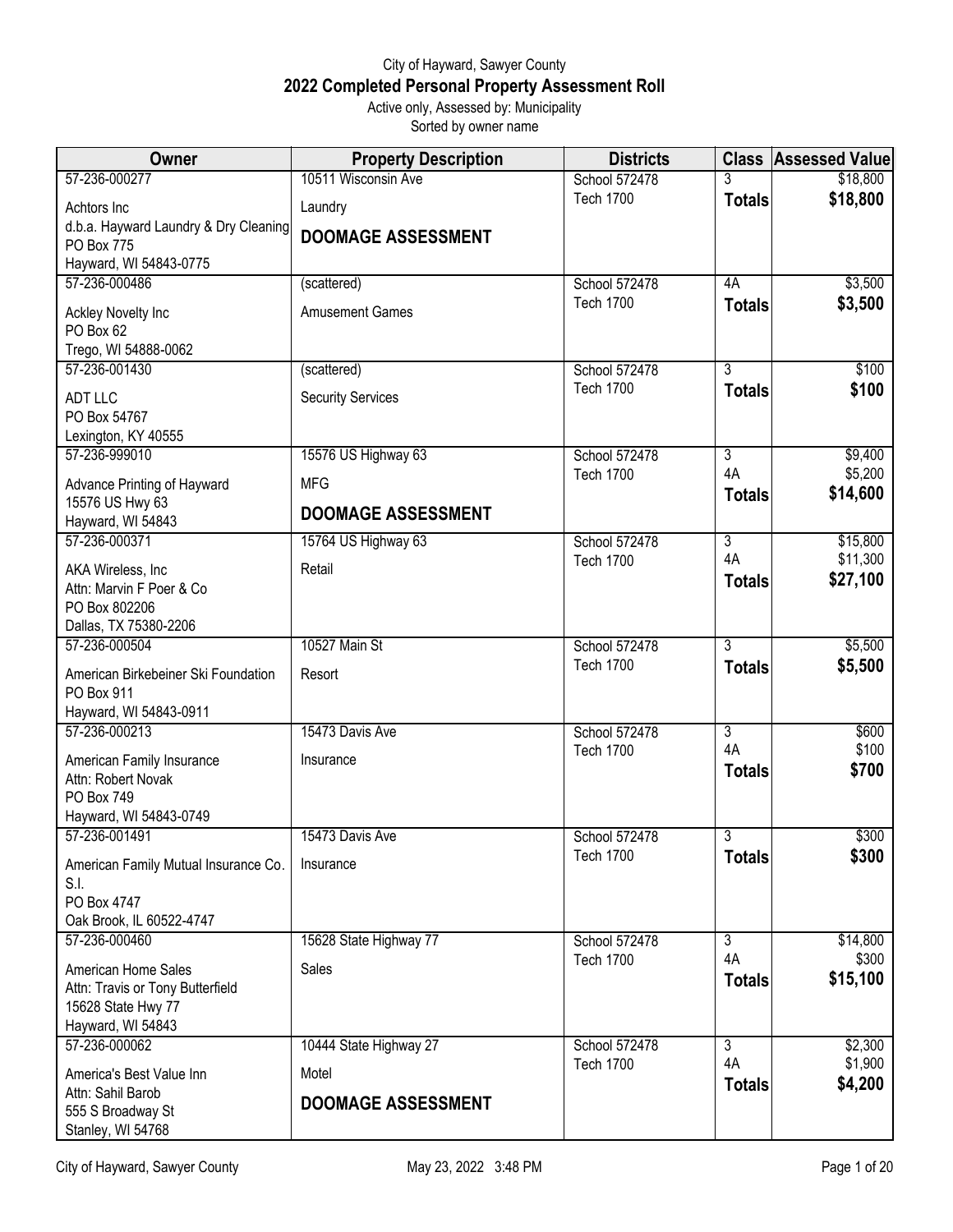City of Hayward, Sawyer County

# 2022 Completed Personal Property Assessment Roll

Active only, Assessed by: Municipality

Sorted by owner name

| Owner | Property Description | Districts | Class | Assessed Value |
|---|---|---|---|---|
| 57-236-000277<br>Achtors Inc<br>d.b.a. Hayward Laundry & Dry Cleaning<br>PO Box 775<br>Hayward, WI 54843-0775 | 10511 Wisconsin Ave<br>Laundry<br>**DOOMAGE ASSESSMENT** | School 572478<br>Tech 1700 | 3<br>**Totals** | $18,800<br>**$18,800** |
| 57-236-000486<br>Ackley Novelty Inc<br>PO Box 62<br>Trego, WI 54888-0062 | (scattered)<br>Amusement Games | School 572478<br>Tech 1700 | 4A<br>**Totals** | $3,500<br>**$3,500** |
| 57-236-001430<br>ADT LLC<br>PO Box 54767<br>Lexington, KY 40555 | (scattered)<br>Security Services | School 572478<br>Tech 1700 | 3<br>**Totals** | $100<br>**$100** |
| 57-236-999010<br>Advance Printing of Hayward<br>15576 US Hwy 63<br>Hayward, WI 54843 | 15576 US Highway 63<br>MFG<br>**DOOMAGE ASSESSMENT** | School 572478<br>Tech 1700 | 3<br>4A<br>**Totals** | $9,400<br>$5,200<br>**$14,600** |
| 57-236-000371<br>AKA Wireless, Inc<br>Attn: Marvin F Poer & Co<br>PO Box 802206<br>Dallas, TX 75380-2206 | 15764 US Highway 63<br>Retail | School 572478<br>Tech 1700 | 3<br>4A<br>**Totals** | $15,800<br>$11,300<br>**$27,100** |
| 57-236-000504<br>American Birkebeiner Ski Foundation<br>PO Box 911<br>Hayward, WI 54843-0911 | 10527 Main St<br>Resort | School 572478<br>Tech 1700 | 3<br>**Totals** | $5,500<br>**$5,500** |
| 57-236-000213<br>American Family Insurance<br>Attn: Robert Novak<br>PO Box 749<br>Hayward, WI 54843-0749 | 15473 Davis Ave<br>Insurance | School 572478<br>Tech 1700 | 3<br>4A<br>**Totals** | $600<br>$100<br>**$700** |
| 57-236-001491<br>American Family Mutual Insurance Co. S.I.<br>PO Box 4747<br>Oak Brook, IL 60522-4747 | 15473 Davis Ave<br>Insurance | School 572478<br>Tech 1700 | 3<br>**Totals** | $300<br>**$300** |
| 57-236-000460<br>American Home Sales<br>Attn: Travis or Tony Butterfield<br>15628 State Hwy 77<br>Hayward, WI 54843 | 15628 State Highway 77<br>Sales | School 572478<br>Tech 1700 | 3<br>4A<br>**Totals** | $14,800<br>$300<br>**$15,100** |
| 57-236-000062<br>America's Best Value Inn<br>Attn: Sahil Barob<br>555 S Broadway St<br>Stanley, WI 54768 | 10444 State Highway 27<br>Motel<br>**DOOMAGE ASSESSMENT** | School 572478<br>Tech 1700 | 3<br>4A<br>**Totals** | $2,300<br>$1,900<br>**$4,200** |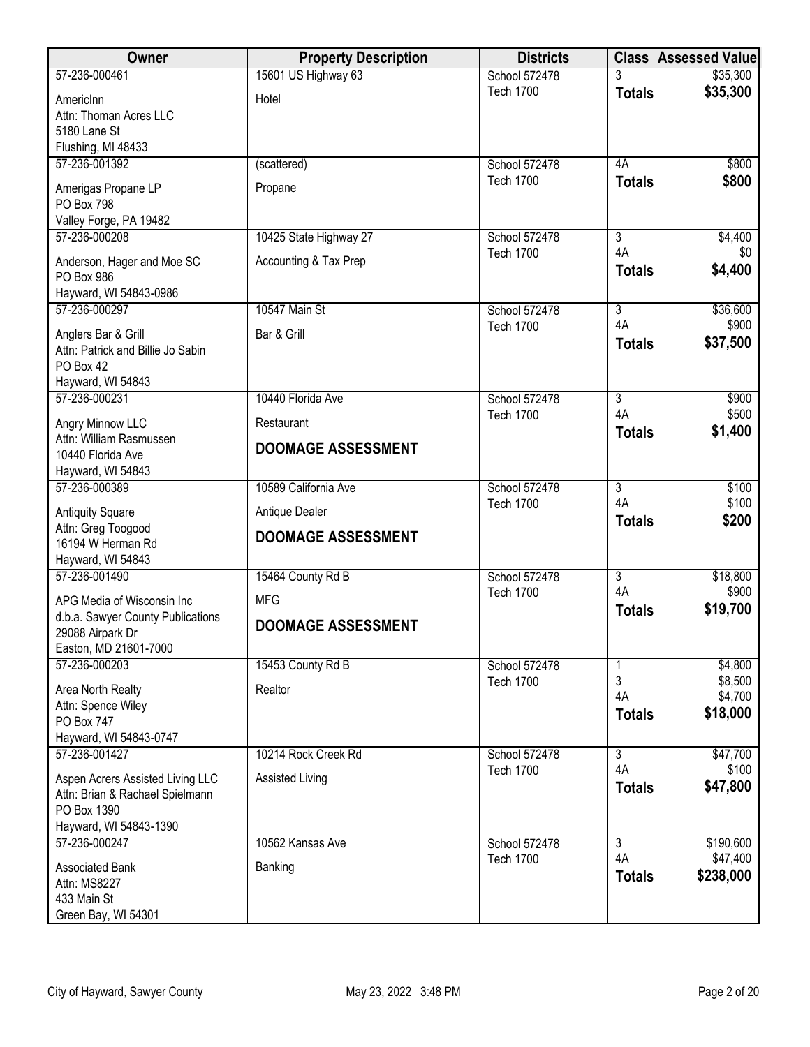| Owner | Property Description | Districts | Class | Assessed Value |
|---|---|---|---|---|
| 57-236-000461<br>AmericInn<br>Attn: Thoman Acres LLC<br>5180 Lane St<br>Flushing, MI 48433 | 15601 US Highway 63<br>Hotel | School 572478<br>Tech 1700 | 3<br>**Totals** | $35,300<br>**$35,300** |
| 57-236-001392<br>Amerigas Propane LP<br>PO Box 798<br>Valley Forge, PA 19482 | (scattered)<br>Propane | School 572478<br>Tech 1700 | 4A<br>**Totals** | $800<br>**$800** |
| 57-236-000208<br>Anderson, Hager and Moe SC<br>PO Box 986<br>Hayward, WI 54843-0986 | 10425 State Highway 27<br>Accounting & Tax Prep | School 572478<br>Tech 1700 | 3<br>4A<br>**Totals** | $4,400<br>$0<br>**$4,400** |
| 57-236-000297<br>Anglers Bar & Grill<br>Attn: Patrick and Billie Jo Sabin<br>PO Box 42<br>Hayward, WI 54843 | 10547 Main St<br>Bar & Grill | School 572478<br>Tech 1700 | 3<br>4A<br>**Totals** | $36,600<br>$900<br>**$37,500** |
| 57-236-000231<br>Angry Minnow LLC<br>Attn: William Rasmussen<br>10440 Florida Ave<br>Hayward, WI 54843 | 10440 Florida Ave<br>Restaurant<br>**DOOMAGE ASSESSMENT** | School 572478<br>Tech 1700 | 3<br>4A<br>**Totals** | $900<br>$500<br>**$1,400** |
| 57-236-000389<br>Antiquity Square<br>Attn: Greg Toogood<br>16194 W Herman Rd<br>Hayward, WI 54843 | 10589 California Ave<br>Antique Dealer<br>**DOOMAGE ASSESSMENT** | School 572478<br>Tech 1700 | 3<br>4A<br>**Totals** | $100<br>$100<br>**$200** |
| 57-236-001490<br>APG Media of Wisconsin Inc<br>d.b.a. Sawyer County Publications<br>29088 Airpark Dr<br>Easton, MD 21601-7000 | 15464 County Rd B<br>MFG<br>**DOOMAGE ASSESSMENT** | School 572478<br>Tech 1700 | 3<br>4A<br>**Totals** | $18,800<br>$900<br>**$19,700** |
| 57-236-000203<br>Area North Realty<br>Attn: Spence Wiley<br>PO Box 747<br>Hayward, WI 54843-0747 | 15453 County Rd B<br>Realtor | School 572478<br>Tech 1700 | 1<br>3<br>4A<br>**Totals** | $4,800<br>$8,500<br>$4,700<br>**$18,000** |
| 57-236-001427<br>Aspen Acrers Assisted Living LLC<br>Attn: Brian & Rachael Spielmann<br>PO Box 1390<br>Hayward, WI 54843-1390 | 10214 Rock Creek Rd<br>Assisted Living | School 572478<br>Tech 1700 | 3<br>4A<br>**Totals** | $47,700<br>$100<br>**$47,800** |
| 57-236-000247<br>Associated Bank<br>Attn: MS8227<br>433 Main St<br>Green Bay, WI 54301 | 10562 Kansas Ave<br>Banking | School 572478<br>Tech 1700 | 3<br>4A<br>**Totals** | $190,600<br>$47,400<br>**$238,000** |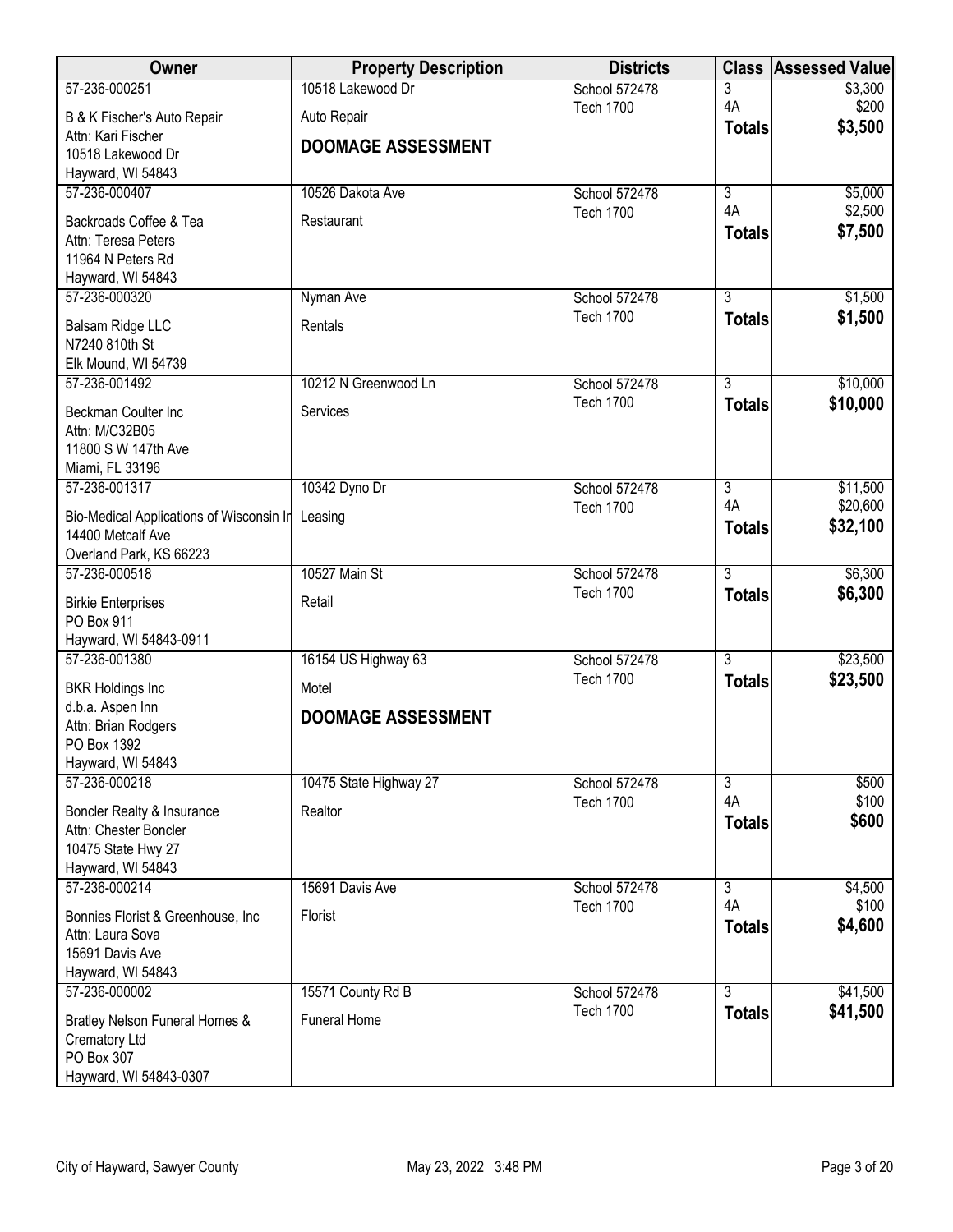| Owner | Property Description | Districts | Class | Assessed Value |
|---|---|---|---|---|
| 57-236-000251<br>B & K Fischer's Auto Repair<br>Attn: Kari Fischer<br>10518 Lakewood Dr<br>Hayward, WI 54843 | 10518 Lakewood Dr<br>Auto Repair<br>**DOOMAGE ASSESSMENT** | School 572478<br>Tech 1700 | 3<br>4A<br>**Totals** | $3,300<br>$200<br>**$3,500** |
| 57-236-000407<br>Backroads Coffee & Tea<br>Attn: Teresa Peters<br>11964 N Peters Rd<br>Hayward, WI 54843 | 10526 Dakota Ave<br>Restaurant | School 572478<br>Tech 1700 | 3<br>4A<br>**Totals** | $5,000<br>$2,500<br>**$7,500** |
| 57-236-000320<br>Balsam Ridge LLC<br>N7240 810th St<br>Elk Mound, WI 54739 | Nyman Ave<br>Rentals | School 572478<br>Tech 1700 | 3<br>**Totals** | $1,500<br>**$1,500** |
| 57-236-001492<br>Beckman Coulter Inc<br>Attn: M/C32B05<br>11800 S W 147th Ave<br>Miami, FL 33196 | 10212 N Greenwood Ln<br>Services | School 572478<br>Tech 1700 | 3<br>**Totals** | $10,000<br>**$10,000** |
| 57-236-001317<br>Bio-Medical Applications of Wisconsin Ir<br>14400 Metcalf Ave<br>Overland Park, KS 66223 | 10342 Dyno Dr<br>Leasing | School 572478<br>Tech 1700 | 3<br>4A<br>**Totals** | $11,500<br>$20,600<br>**$32,100** |
| 57-236-000518<br>Birkie Enterprises<br>PO Box 911<br>Hayward, WI 54843-0911 | 10527 Main St<br>Retail | School 572478<br>Tech 1700 | 3<br>**Totals** | $6,300<br>**$6,300** |
| 57-236-001380<br>BKR Holdings Inc<br>d.b.a. Aspen Inn<br>Attn: Brian Rodgers<br>PO Box 1392<br>Hayward, WI 54843 | 16154 US Highway 63<br>Motel<br>**DOOMAGE ASSESSMENT** | School 572478<br>Tech 1700 | 3<br>**Totals** | $23,500<br>**$23,500** |
| 57-236-000218<br>Boncler Realty & Insurance<br>Attn: Chester Boncler<br>10475 State Hwy 27<br>Hayward, WI 54843 | 10475 State Highway 27<br>Realtor | School 572478<br>Tech 1700 | 3<br>4A<br>**Totals** | $500<br>$100<br>**$600** |
| 57-236-000214<br>Bonnies Florist & Greenhouse, Inc<br>Attn: Laura Sova<br>15691 Davis Ave<br>Hayward, WI 54843 | 15691 Davis Ave<br>Florist | School 572478<br>Tech 1700 | 3<br>4A<br>**Totals** | $4,500<br>$100<br>**$4,600** |
| 57-236-000002<br>Bratley Nelson Funeral Homes & Crematory Ltd<br>PO Box 307<br>Hayward, WI 54843-0307 | 15571 County Rd B<br>Funeral Home | School 572478<br>Tech 1700 | 3<br>**Totals** | $41,500<br>**$41,500** |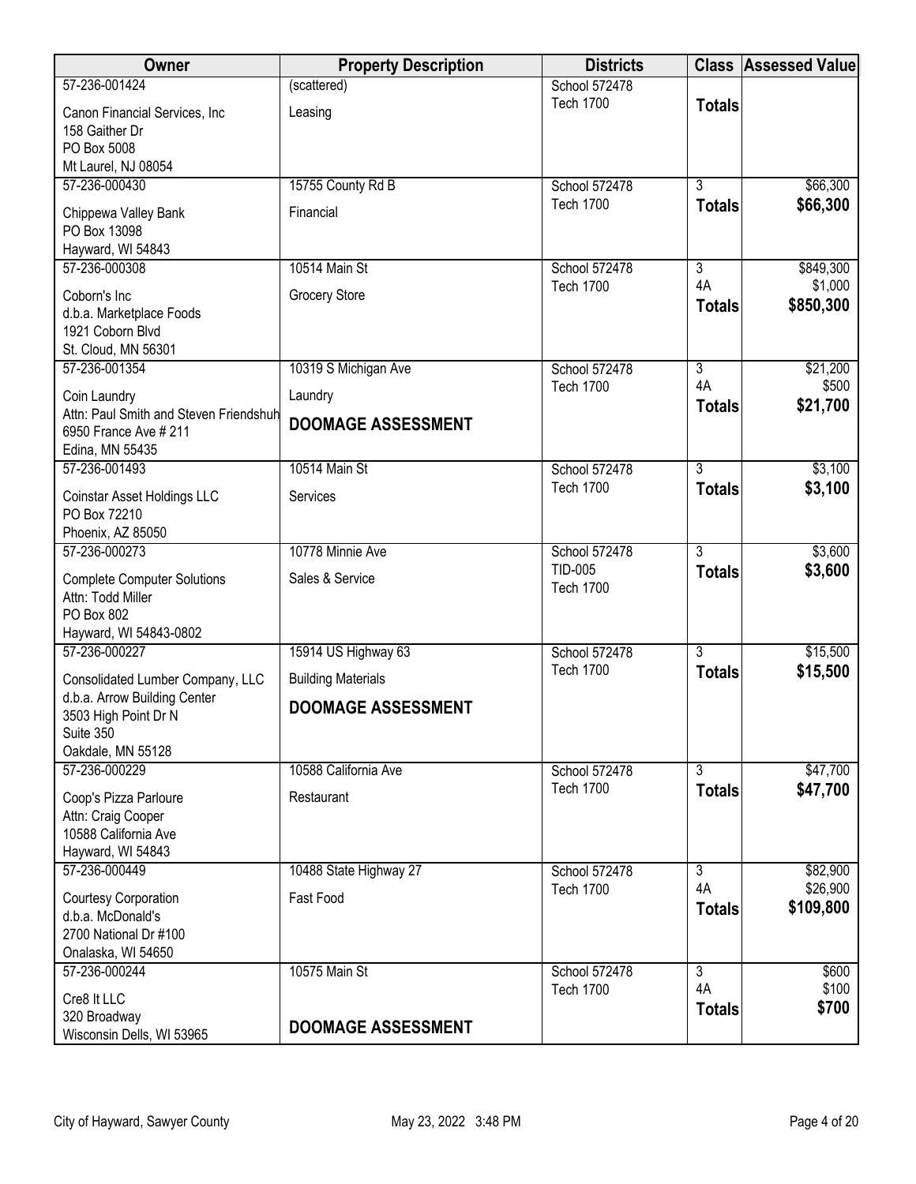| Owner | Property Description | Districts | Class | Assessed Value |
|---|---|---|---|---|
| 57-236-001424<br>Canon Financial Services, Inc<br>158 Gaither Dr<br>PO Box 5008<br>Mt Laurel, NJ 08054 | (scattered)<br>Leasing | School 572478<br>Tech 1700 | **Totals** | |
| 57-236-000430<br>Chippewa Valley Bank<br>PO Box 13098<br>Hayward, WI 54843 | 15755 County Rd B<br>Financial | School 572478<br>Tech 1700 | 3<br>**Totals** | $66,300<br>**$66,300** |
| 57-236-000308<br>Coborn's Inc<br>d.b.a. Marketplace Foods<br>1921 Coborn Blvd<br>St. Cloud, MN 56301 | 10514 Main St<br>Grocery Store | School 572478<br>Tech 1700 | 3<br>4A<br>**Totals** | $849,300<br>$1,000<br>**$850,300** |
| 57-236-001354<br>Coin Laundry<br>Attn: Paul Smith and Steven Friendshuh<br>6950 France Ave # 211<br>Edina, MN 55435 | 10319 S Michigan Ave<br>Laundry<br>**DOOMAGE ASSESSMENT** | School 572478<br>Tech 1700 | 3<br>4A<br>**Totals** | $21,200<br>$500<br>**$21,700** |
| 57-236-001493<br>Coinstar Asset Holdings LLC<br>PO Box 72210<br>Phoenix, AZ 85050 | 10514 Main St<br>Services | School 572478<br>Tech 1700 | 3<br>**Totals** | $3,100<br>**$3,100** |
| 57-236-000273<br>Complete Computer Solutions<br>Attn: Todd Miller<br>PO Box 802<br>Hayward, WI 54843-0802 | 10778 Minnie Ave<br>Sales & Service | School 572478<br>TID-005<br>Tech 1700 | 3<br>**Totals** | $3,600<br>**$3,600** |
| 57-236-000227<br>Consolidated Lumber Company, LLC<br>d.b.a. Arrow Building Center<br>3503 High Point Dr N<br>Suite 350<br>Oakdale, MN 55128 | 15914 US Highway 63<br>Building Materials<br>**DOOMAGE ASSESSMENT** | School 572478<br>Tech 1700 | 3<br>**Totals** | $15,500<br>**$15,500** |
| 57-236-000229<br>Coop's Pizza Parloure<br>Attn: Craig Cooper<br>10588 California Ave<br>Hayward, WI 54843 | 10588 California Ave<br>Restaurant | School 572478<br>Tech 1700 | 3<br>**Totals** | $47,700<br>**$47,700** |
| 57-236-000449<br>Courtesy Corporation<br>d.b.a. McDonald's<br>2700 National Dr #100<br>Onalaska, WI 54650 | 10488 State Highway 27<br>Fast Food | School 572478<br>Tech 1700 | 3<br>4A<br>**Totals** | $82,900<br>$26,900<br>**$109,800** |
| 57-236-000244<br>Cre8 It LLC<br>320 Broadway<br>Wisconsin Dells, WI 53965 | 10575 Main St<br>**DOOMAGE ASSESSMENT** | School 572478<br>Tech 1700 | 3<br>4A<br>**Totals** | $600<br>$100<br>**$700** |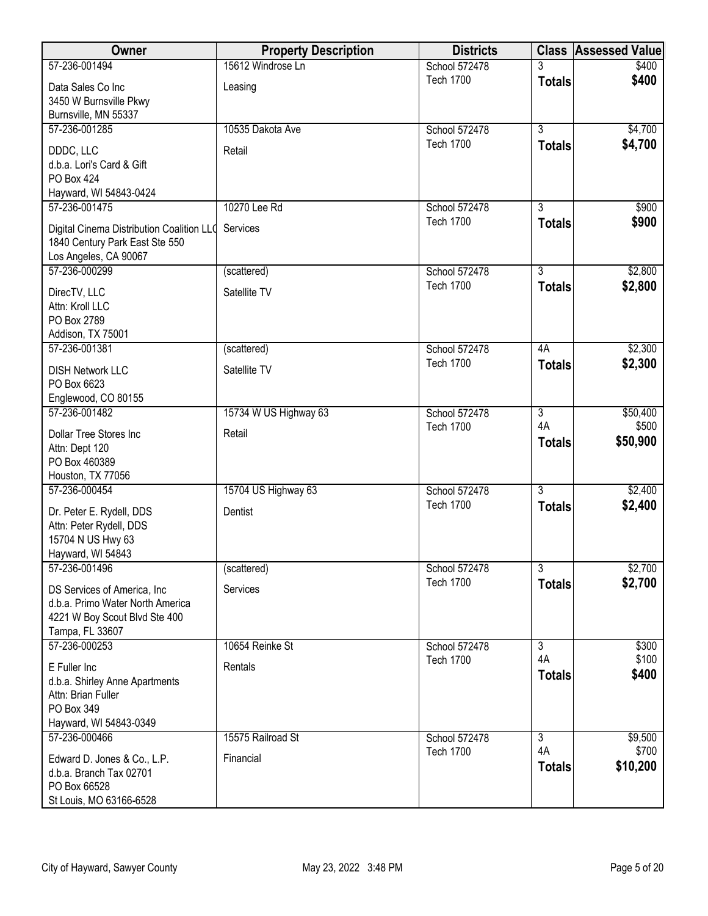| Owner | Property Description | Districts | Class | Assessed Value |
|---|---|---|---|---|
| 57-236-001494<br>Data Sales Co Inc<br>3450 W Burnsville Pkwy<br>Burnsville, MN 55337 | 15612 Windrose Ln<br>Leasing | School 572478<br>Tech 1700 | 3<br>**Totals** | $400<br>**$400** |
| 57-236-001285<br>DDDC, LLC<br>d.b.a. Lori's Card & Gift<br>PO Box 424<br>Hayward, WI 54843-0424 | 10535 Dakota Ave<br>Retail | School 572478<br>Tech 1700 | 3<br>**Totals** | $4,700<br>**$4,700** |
| 57-236-001475<br>Digital Cinema Distribution Coalition LLC<br>1840 Century Park East Ste 550<br>Los Angeles, CA 90067 | 10270 Lee Rd<br>Services | School 572478<br>Tech 1700 | 3<br>**Totals** | $900<br>**$900** |
| 57-236-000299<br>DirecTV, LLC<br>Attn: Kroll LLC<br>PO Box 2789<br>Addison, TX 75001 | (scattered)<br>Satellite TV | School 572478<br>Tech 1700 | 3<br>**Totals** | $2,800<br>**$2,800** |
| 57-236-001381<br>DISH Network LLC<br>PO Box 6623<br>Englewood, CO 80155 | (scattered)<br>Satellite TV | School 572478<br>Tech 1700 | 4A<br>**Totals** | $2,300<br>**$2,300** |
| 57-236-001482<br>Dollar Tree Stores Inc<br>Attn: Dept 120<br>PO Box 460389<br>Houston, TX 77056 | 15734 W US Highway 63<br>Retail | School 572478<br>Tech 1700 | 3<br>4A<br>**Totals** | $50,400<br>$500<br>**$50,900** |
| 57-236-000454<br>Dr. Peter E. Rydell, DDS<br>Attn: Peter Rydell, DDS<br>15704 N US Hwy 63<br>Hayward, WI 54843 | 15704 US Highway 63<br>Dentist | School 572478<br>Tech 1700 | 3<br>**Totals** | $2,400<br>**$2,400** |
| 57-236-001496<br>DS Services of America, Inc<br>d.b.a. Primo Water North America<br>4221 W Boy Scout Blvd Ste 400<br>Tampa, FL 33607 | (scattered)<br>Services | School 572478<br>Tech 1700 | 3<br>**Totals** | $2,700<br>**$2,700** |
| 57-236-000253<br>E Fuller Inc<br>d.b.a. Shirley Anne Apartments<br>Attn: Brian Fuller<br>PO Box 349<br>Hayward, WI 54843-0349 | 10654 Reinke St<br>Rentals | School 572478<br>Tech 1700 | 3<br>4A<br>**Totals** | $300<br>$100<br>**$400** |
| 57-236-000466<br>Edward D. Jones & Co., L.P.<br>d.b.a. Branch Tax 02701<br>PO Box 66528<br>St Louis, MO 63166-6528 | 15575 Railroad St<br>Financial | School 572478<br>Tech 1700 | 3<br>4A<br>**Totals** | $9,500<br>$700<br>**$10,200** |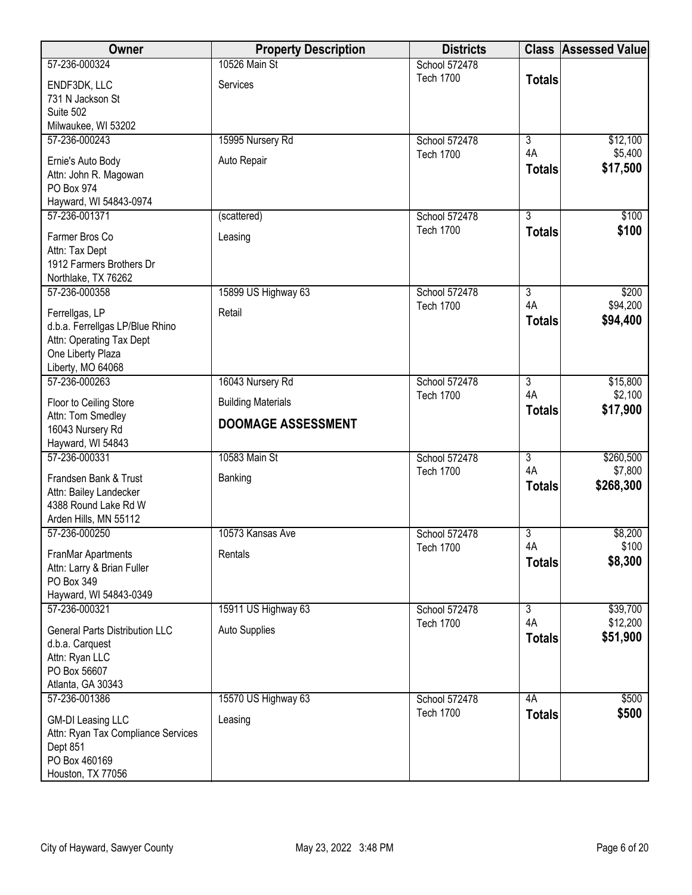| Owner | Property Description | Districts | Class | Assessed Value |
|---|---|---|---|---|
| 57-236-000324<br>ENDF3DK, LLC<br>731 N Jackson St<br>Suite 502<br>Milwaukee, WI 53202 | 10526 Main St<br>Services | School 572478<br>Tech 1700 | **Totals** | |
| 57-236-000243<br>Ernie's Auto Body<br>Attn: John R. Magowan<br>PO Box 974<br>Hayward, WI 54843-0974 | 15995 Nursery Rd<br>Auto Repair | School 572478<br>Tech 1700 | 3<br>4A<br>**Totals** | $12,100<br>$5,400<br>**$17,500** |
| 57-236-001371<br>Farmer Bros Co<br>Attn: Tax Dept<br>1912 Farmers Brothers Dr<br>Northlake, TX 76262 | (scattered)<br>Leasing | School 572478<br>Tech 1700 | 3<br>**Totals** | $100<br>**$100** |
| 57-236-000358<br>Ferrellgas, LP<br>d.b.a. Ferrellgas LP/Blue Rhino<br>Attn: Operating Tax Dept<br>One Liberty Plaza<br>Liberty, MO 64068 | 15899 US Highway 63<br>Retail | School 572478<br>Tech 1700 | 3<br>4A<br>**Totals** | $200<br>$94,200<br>**$94,400** |
| 57-236-000263<br>Floor to Ceiling Store<br>Attn: Tom Smedley<br>16043 Nursery Rd<br>Hayward, WI 54843 | 16043 Nursery Rd<br>Building Materials<br>**DOOMAGE ASSESSMENT** | School 572478<br>Tech 1700 | 3<br>4A<br>**Totals** | $15,800<br>$2,100<br>**$17,900** |
| 57-236-000331<br>Frandsen Bank & Trust<br>Attn: Bailey Landecker<br>4388 Round Lake Rd W<br>Arden Hills, MN 55112 | 10583 Main St<br>Banking | School 572478<br>Tech 1700 | 3<br>4A<br>**Totals** | $260,500<br>$7,800<br>**$268,300** |
| 57-236-000250<br>FranMar Apartments<br>Attn: Larry & Brian Fuller<br>PO Box 349<br>Hayward, WI 54843-0349 | 10573 Kansas Ave<br>Rentals | School 572478<br>Tech 1700 | 3<br>4A<br>**Totals** | $8,200<br>$100<br>**$8,300** |
| 57-236-000321<br>General Parts Distribution LLC<br>d.b.a. Carquest<br>Attn: Ryan LLC<br>PO Box 56607<br>Atlanta, GA 30343 | 15911 US Highway 63<br>Auto Supplies | School 572478<br>Tech 1700 | 3<br>4A<br>**Totals** | $39,700<br>$12,200<br>**$51,900** |
| 57-236-001386<br>GM-DI Leasing LLC<br>Attn: Ryan Tax Compliance Services<br>Dept 851<br>PO Box 460169<br>Houston, TX 77056 | 15570 US Highway 63<br>Leasing | School 572478<br>Tech 1700 | 4A<br>**Totals** | $500<br>**$500** |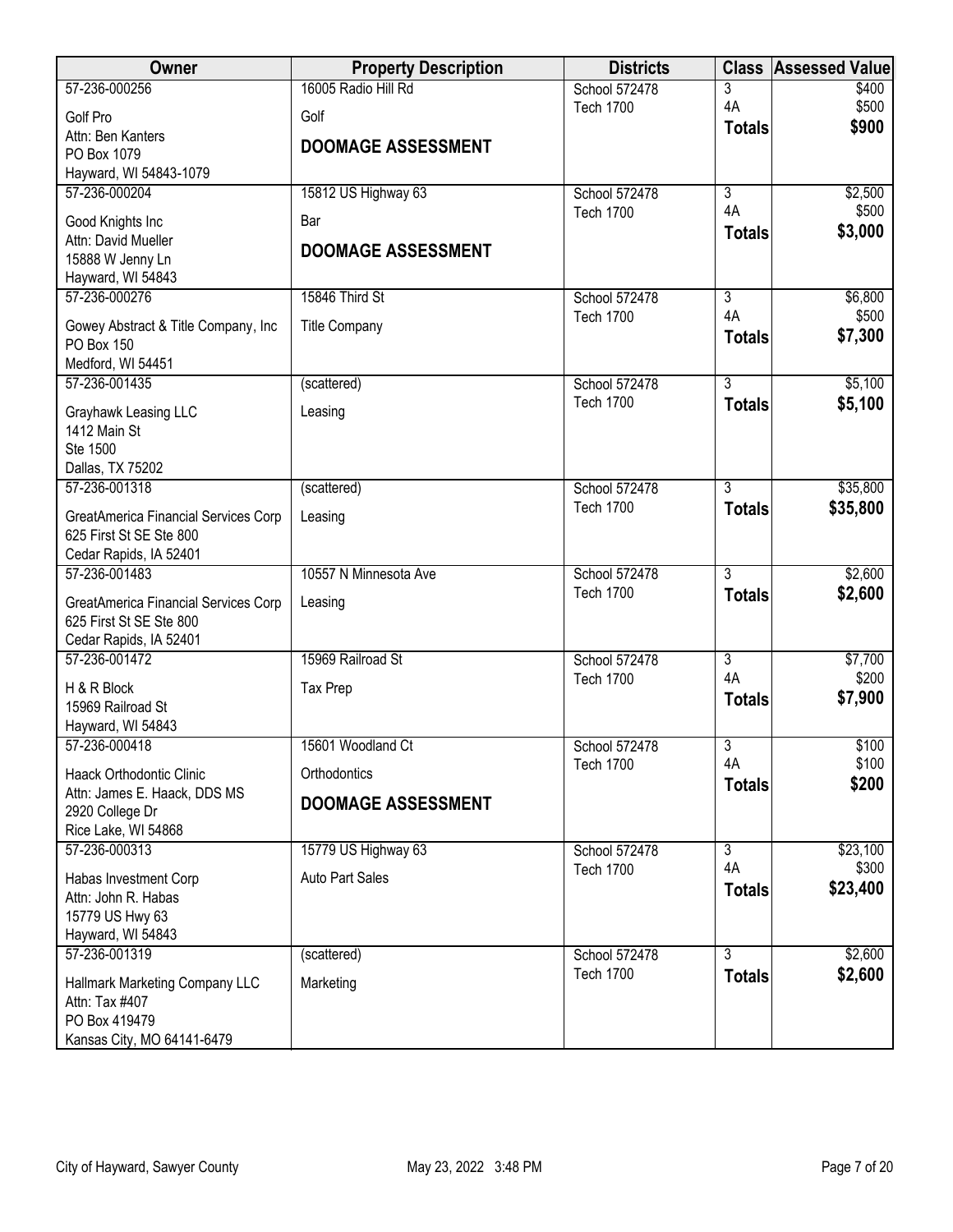| Owner | Property Description | Districts | Class | Assessed Value |
|---|---|---|---|---|
| 57-236-000256<br>Golf Pro<br>Attn: Ben Kanters<br>PO Box 1079<br>Hayward, WI 54843-1079 | 16005 Radio Hill Rd<br>Golf<br>**DOOMAGE ASSESSMENT** | School 572478<br>Tech 1700 | 3<br>4A<br>**Totals** | $400<br>$500<br>**$900** |
| 57-236-000204<br>Good Knights Inc<br>Attn: David Mueller<br>15888 W Jenny Ln<br>Hayward, WI 54843 | 15812 US Highway 63<br>Bar<br>**DOOMAGE ASSESSMENT** | School 572478<br>Tech 1700 | 3<br>4A<br>**Totals** | $2,500<br>$500<br>**$3,000** |
| 57-236-000276<br>Gowey Abstract & Title Company, Inc<br>PO Box 150<br>Medford, WI 54451 | 15846 Third St<br>Title Company | School 572478<br>Tech 1700 | 3<br>4A<br>**Totals** | $6,800<br>$500<br>**$7,300** |
| 57-236-001435<br>Grayhawk Leasing LLC<br>1412 Main St<br>Ste 1500<br>Dallas, TX 75202 | (scattered)<br>Leasing | School 572478<br>Tech 1700 | 3<br>**Totals** | $5,100<br>**$5,100** |
| 57-236-001318<br>GreatAmerica Financial Services Corp<br>625 First St SE Ste 800<br>Cedar Rapids, IA 52401 | (scattered)<br>Leasing | School 572478<br>Tech 1700 | 3<br>**Totals** | $35,800<br>**$35,800** |
| 57-236-001483<br>GreatAmerica Financial Services Corp<br>625 First St SE Ste 800<br>Cedar Rapids, IA 52401 | 10557 N Minnesota Ave<br>Leasing | School 572478<br>Tech 1700 | 3<br>**Totals** | $2,600<br>**$2,600** |
| 57-236-001472<br>H & R Block<br>15969 Railroad St<br>Hayward, WI 54843 | 15969 Railroad St<br>Tax Prep | School 572478<br>Tech 1700 | 3<br>4A<br>**Totals** | $7,700<br>$200<br>**$7,900** |
| 57-236-000418<br>Haack Orthodontic Clinic<br>Attn: James E. Haack, DDS MS<br>2920 College Dr<br>Rice Lake, WI 54868 | 15601 Woodland Ct<br>Orthodontics<br>**DOOMAGE ASSESSMENT** | School 572478<br>Tech 1700 | 3<br>4A<br>**Totals** | $100<br>$100<br>**$200** |
| 57-236-000313<br>Habas Investment Corp<br>Attn: John R. Habas<br>15779 US Hwy 63<br>Hayward, WI 54843 | 15779 US Highway 63<br>Auto Part Sales | School 572478<br>Tech 1700 | 3<br>4A<br>**Totals** | $23,100<br>$300<br>**$23,400** |
| 57-236-001319<br>Hallmark Marketing Company LLC<br>Attn: Tax #407<br>PO Box 419479<br>Kansas City, MO 64141-6479 | (scattered)<br>Marketing | School 572478<br>Tech 1700 | 3<br>**Totals** | $2,600<br>**$2,600** |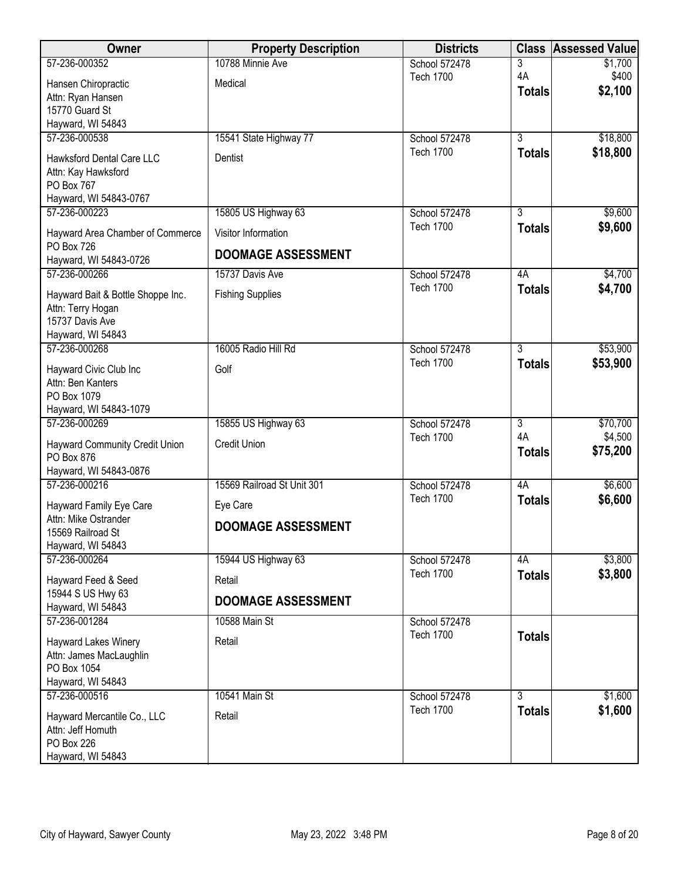| Owner | Property Description | Districts | Class | Assessed Value |
|---|---|---|---|---|
| 57-236-000352<br>Hansen Chiropractic<br>Attn: Ryan Hansen<br>15770 Guard St<br>Hayward, WI 54843 | 10788 Minnie Ave<br>Medical | School 572478<br>Tech 1700 | 3<br>4A<br>**Totals** | $1,700<br>$400<br>**$2,100** |
| 57-236-000538<br>Hawksford Dental Care LLC<br>Attn: Kay Hawksford<br>PO Box 767<br>Hayward, WI 54843-0767 | 15541 State Highway 77<br>Dentist | School 572478<br>Tech 1700 | 3<br>**Totals** | $18,800<br>**$18,800** |
| 57-236-000223<br>Hayward Area Chamber of Commerce<br>PO Box 726<br>Hayward, WI 54843-0726 | 15805 US Highway 63<br>Visitor Information<br>**DOOMAGE ASSESSMENT** | School 572478<br>Tech 1700 | 3<br>**Totals** | $9,600<br>**$9,600** |
| 57-236-000266<br>Hayward Bait & Bottle Shoppe Inc.<br>Attn: Terry Hogan<br>15737 Davis Ave<br>Hayward, WI 54843 | 15737 Davis Ave<br>Fishing Supplies | School 572478<br>Tech 1700 | 4A<br>**Totals** | $4,700<br>**$4,700** |
| 57-236-000268<br>Hayward Civic Club Inc<br>Attn: Ben Kanters<br>PO Box 1079<br>Hayward, WI 54843-1079 | 16005 Radio Hill Rd<br>Golf | School 572478<br>Tech 1700 | 3<br>**Totals** | $53,900<br>**$53,900** |
| 57-236-000269<br>Hayward Community Credit Union<br>PO Box 876<br>Hayward, WI 54843-0876 | 15855 US Highway 63<br>Credit Union | School 572478<br>Tech 1700 | 3<br>4A<br>**Totals** | $70,700<br>$4,500<br>**$75,200** |
| 57-236-000216<br>Hayward Family Eye Care<br>Attn: Mike Ostrander<br>15569 Railroad St<br>Hayward, WI 54843 | 15569 Railroad St Unit 301<br>Eye Care<br>**DOOMAGE ASSESSMENT** | School 572478<br>Tech 1700 | 4A<br>**Totals** | $6,600<br>**$6,600** |
| 57-236-000264<br>Hayward Feed & Seed<br>15944 S US Hwy 63<br>Hayward, WI 54843 | 15944 US Highway 63<br>Retail<br>**DOOMAGE ASSESSMENT** | School 572478<br>Tech 1700 | 4A<br>**Totals** | $3,800<br>**$3,800** |
| 57-236-001284<br>Hayward Lakes Winery<br>Attn: James MacLaughlin<br>PO Box 1054<br>Hayward, WI 54843 | 10588 Main St<br>Retail | School 572478<br>Tech 1700 | **Totals** | |
| 57-236-000516<br>Hayward Mercantile Co., LLC<br>Attn: Jeff Homuth<br>PO Box 226<br>Hayward, WI 54843 | 10541 Main St<br>Retail | School 572478<br>Tech 1700 | 3<br>**Totals** | $1,600<br>**$1,600** |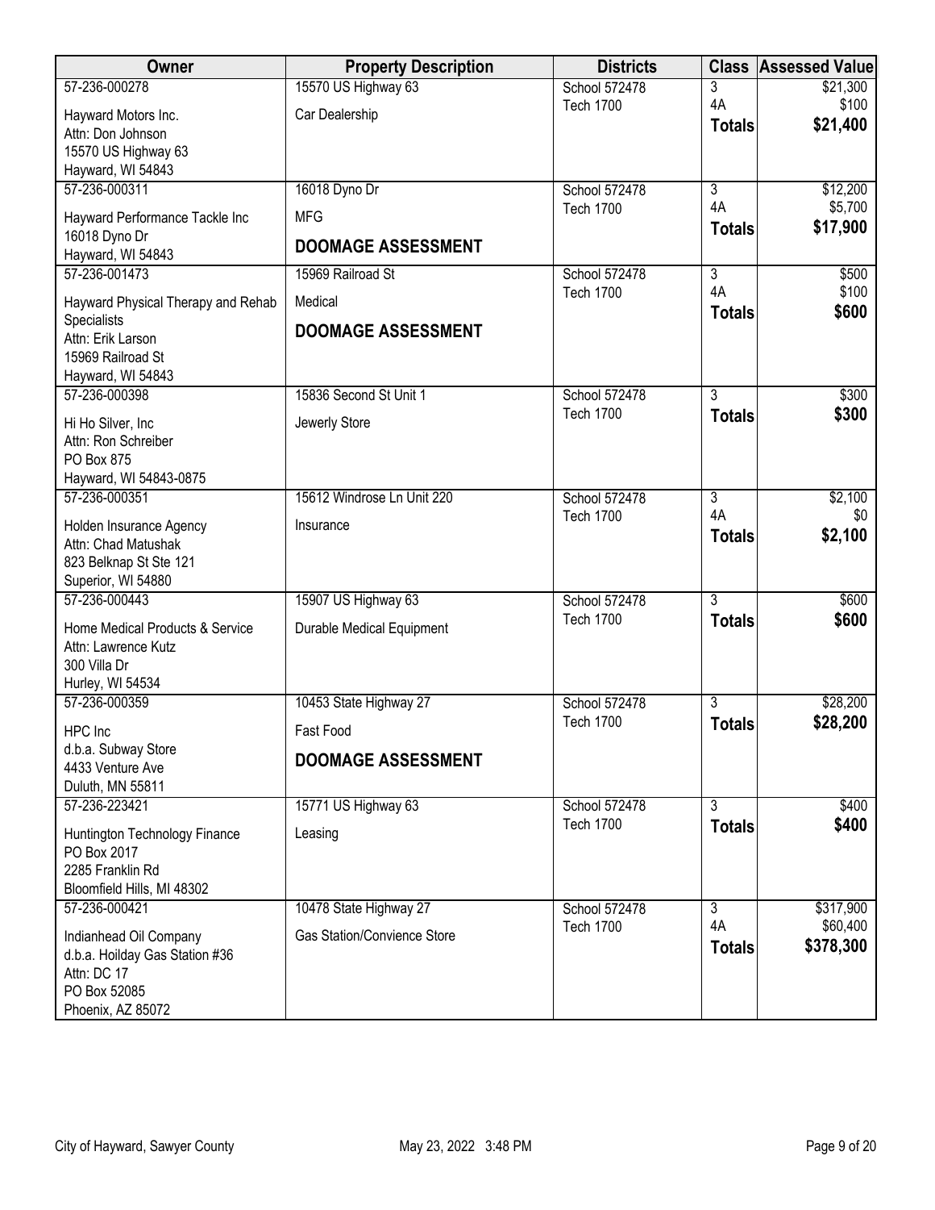| Owner | Property Description | Districts | Class | Assessed Value |
|---|---|---|---|---|
| 57-236-000278<br>Hayward Motors Inc.<br>Attn: Don Johnson<br>15570 US Highway 63<br>Hayward, WI 54843 | 15570 US Highway 63<br>Car Dealership | School 572478<br>Tech 1700 | 3<br>4A<br>**Totals** | \$21,300<br>\$100<br>**\$21,400** |
| 57-236-000311<br>Hayward Performance Tackle Inc<br>16018 Dyno Dr<br>Hayward, WI 54843 | 16018 Dyno Dr<br>MFG<br>**DOOMAGE ASSESSMENT** | School 572478<br>Tech 1700 | 3<br>4A<br>**Totals** | \$12,200<br>\$5,700<br>**\$17,900** |
| 57-236-001473<br>Hayward Physical Therapy and Rehab Specialists<br>Attn: Erik Larson<br>15969 Railroad St<br>Hayward, WI 54843 | 15969 Railroad St<br>Medical<br>**DOOMAGE ASSESSMENT** | School 572478<br>Tech 1700 | 3<br>4A<br>**Totals** | \$500<br>\$100<br>**\$600** |
| 57-236-000398<br>Hi Ho Silver, Inc<br>Attn: Ron Schreiber<br>PO Box 875<br>Hayward, WI 54843-0875 | 15836 Second St Unit 1<br>Jewerly Store | School 572478<br>Tech 1700 | 3<br>**Totals** | \$300<br>**\$300** |
| 57-236-000351<br>Holden Insurance Agency<br>Attn: Chad Matushak<br>823 Belknap St Ste 121<br>Superior, WI 54880 | 15612 Windrose Ln Unit 220<br>Insurance | School 572478<br>Tech 1700 | 3<br>4A<br>**Totals** | \$2,100<br>\$0<br>**\$2,100** |
| 57-236-000443<br>Home Medical Products & Service<br>Attn: Lawrence Kutz<br>300 Villa Dr<br>Hurley, WI 54534 | 15907 US Highway 63<br>Durable Medical Equipment | School 572478<br>Tech 1700 | 3<br>**Totals** | \$600<br>**\$600** |
| 57-236-000359<br>HPC Inc<br>d.b.a. Subway Store<br>4433 Venture Ave<br>Duluth, MN 55811 | 10453 State Highway 27<br>Fast Food<br>**DOOMAGE ASSESSMENT** | School 572478<br>Tech 1700 | 3<br>**Totals** | \$28,200<br>**\$28,200** |
| 57-236-223421<br>Huntington Technology Finance<br>PO Box 2017<br>2285 Franklin Rd<br>Bloomfield Hills, MI 48302 | 15771 US Highway 63<br>Leasing | School 572478<br>Tech 1700 | 3<br>**Totals** | \$400<br>**\$400** |
| 57-236-000421<br>Indianhead Oil Company<br>d.b.a. Hoilday Gas Station #36<br>Attn: DC 17<br>PO Box 52085<br>Phoenix, AZ 85072 | 10478 State Highway 27<br>Gas Station/Convience Store | School 572478<br>Tech 1700 | 3<br>4A<br>**Totals** | \$317,900<br>\$60,400<br>**\$378,300** |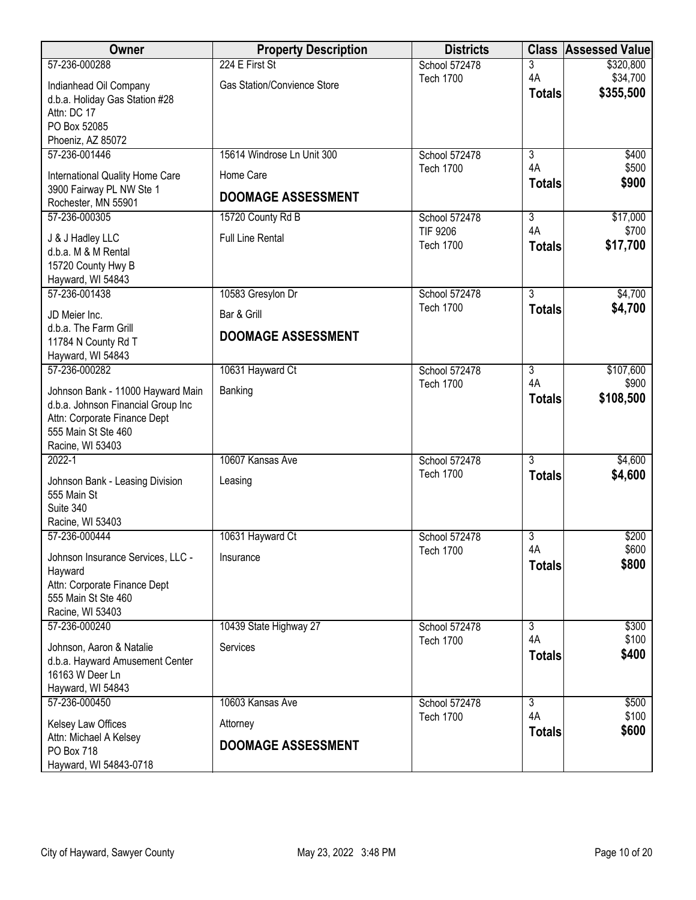| Owner | Property Description | Districts | Class | Assessed Value |
|---|---|---|---|---|
| 57-236-000288<br>Indianhead Oil Company<br>d.b.a. Holiday Gas Station #28<br>Attn: DC 17<br>PO Box 52085<br>Phoeniz, AZ 85072 | 224 E First St<br>Gas Station/Convience Store | School 572478<br>Tech 1700 | 3<br>4A<br>**Totals** | $320,800<br>$34,700<br>**$355,500** |
| 57-236-001446<br>International Quality Home Care<br>3900 Fairway PL NW Ste 1<br>Rochester, MN 55901 | 15614 Windrose Ln Unit 300<br>Home Care<br>**DOOMAGE ASSESSMENT** | School 572478<br>Tech 1700 | 3<br>4A<br>**Totals** | $400<br>$500<br>**$900** |
| 57-236-000305<br>J & J Hadley LLC<br>d.b.a. M & M Rental<br>15720 County Hwy B<br>Hayward, WI 54843 | 15720 County Rd B<br>Full Line Rental | School 572478<br>TIF 9206<br>Tech 1700 | 3<br>4A<br>**Totals** | $17,000<br>$700<br>**$17,700** |
| 57-236-001438<br>JD Meier Inc.<br>d.b.a. The Farm Grill<br>11784 N County Rd T<br>Hayward, WI 54843 | 10583 Gresylon Dr<br>Bar & Grill<br>**DOOMAGE ASSESSMENT** | School 572478<br>Tech 1700 | 3<br>**Totals** | $4,700<br>**$4,700** |
| 57-236-000282<br>Johnson Bank - 11000 Hayward Main<br>d.b.a. Johnson Financial Group Inc<br>Attn: Corporate Finance Dept<br>555 Main St Ste 460<br>Racine, WI 53403 | 10631 Hayward Ct<br>Banking | School 572478<br>Tech 1700 | 3<br>4A<br>**Totals** | $107,600<br>$900<br>**$108,500** |
| 2022-1<br>Johnson Bank - Leasing Division<br>555 Main St<br>Suite 340<br>Racine, WI 53403 | 10607 Kansas Ave<br>Leasing | School 572478<br>Tech 1700 | 3<br>**Totals** | $4,600<br>**$4,600** |
| 57-236-000444<br>Johnson Insurance Services, LLC - Hayward<br>Attn: Corporate Finance Dept<br>555 Main St Ste 460<br>Racine, WI 53403 | 10631 Hayward Ct<br>Insurance | School 572478<br>Tech 1700 | 3<br>4A<br>**Totals** | $200<br>$600<br>**$800** |
| 57-236-000240<br>Johnson, Aaron & Natalie<br>d.b.a. Hayward Amusement Center<br>16163 W Deer Ln<br>Hayward, WI 54843 | 10439 State Highway 27<br>Services | School 572478<br>Tech 1700 | 3<br>4A<br>**Totals** | $300<br>$100<br>**$400** |
| 57-236-000450<br>Kelsey Law Offices<br>Attn: Michael A Kelsey<br>PO Box 718<br>Hayward, WI 54843-0718 | 10603 Kansas Ave<br>Attorney<br>**DOOMAGE ASSESSMENT** | School 572478<br>Tech 1700 | 3<br>4A<br>**Totals** | $500<br>$100<br>**$600** |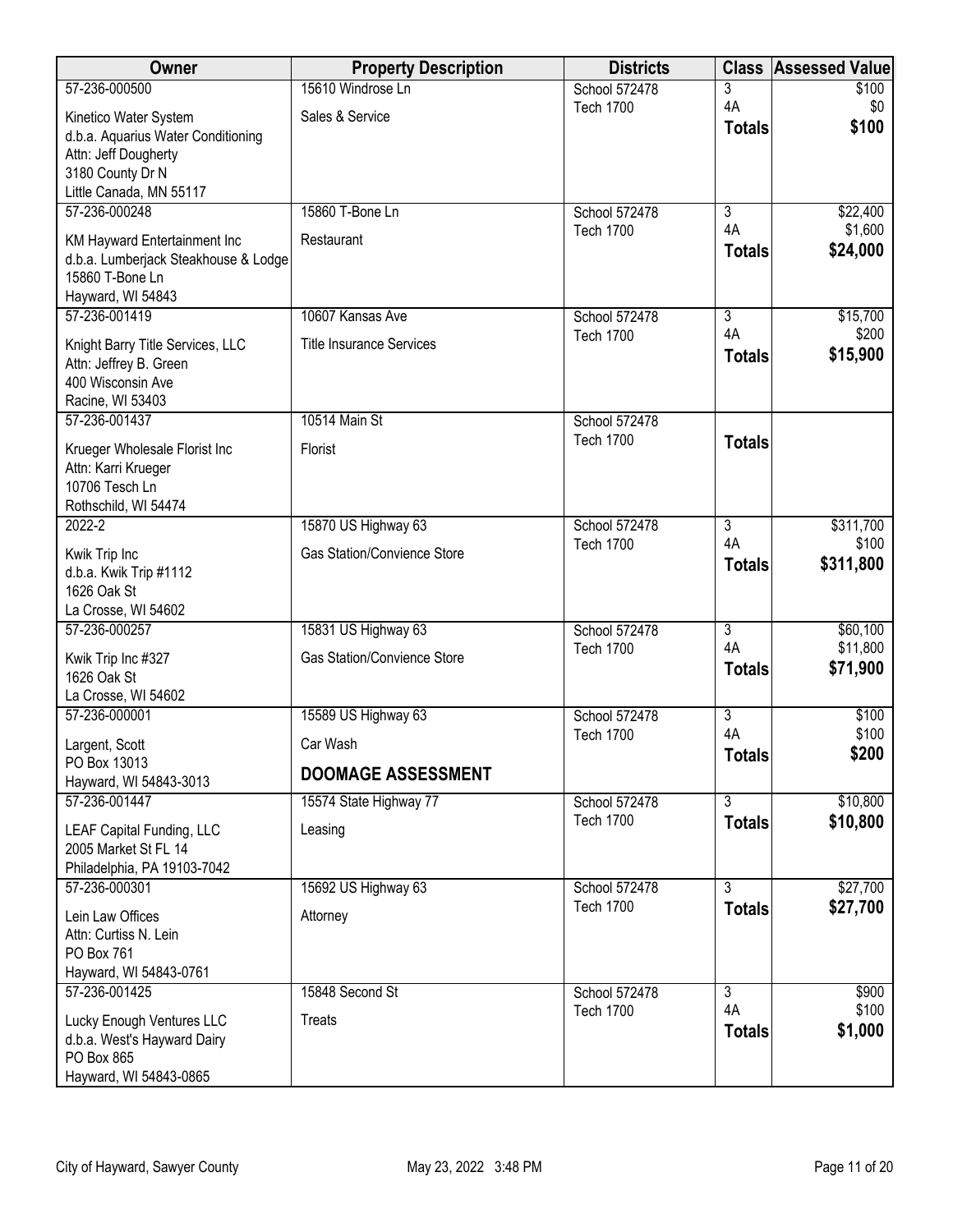| Owner | Property Description | Districts | Class | Assessed Value |
|---|---|---|---|---|
| 57-236-000500<br>Kinetico Water System<br>d.b.a. Aquarius Water Conditioning<br>Attn: Jeff Dougherty<br>3180 County Dr N<br>Little Canada, MN 55117 | 15610 Windrose Ln<br>Sales & Service | School 572478<br>Tech 1700 | 3<br>4A<br>**Totals** | $100<br>$0<br>**$100** |
| 57-236-000248<br>KM Hayward Entertainment Inc<br>d.b.a. Lumberjack Steakhouse & Lodge<br>15860 T-Bone Ln<br>Hayward, WI 54843 | 15860 T-Bone Ln<br>Restaurant | School 572478<br>Tech 1700 | 3<br>4A<br>**Totals** | $22,400<br>$1,600<br>**$24,000** |
| 57-236-001419<br>Knight Barry Title Services, LLC<br>Attn: Jeffrey B. Green<br>400 Wisconsin Ave<br>Racine, WI 53403 | 10607 Kansas Ave<br>Title Insurance Services | School 572478<br>Tech 1700 | 3<br>4A<br>**Totals** | $15,700<br>$200<br>**$15,900** |
| 57-236-001437<br>Krueger Wholesale Florist Inc<br>Attn: Karri Krueger<br>10706 Tesch Ln<br>Rothschild, WI 54474 | 10514 Main St<br>Florist | School 572478<br>Tech 1700 | **Totals** | |
| 2022-2<br>Kwik Trip Inc<br>d.b.a. Kwik Trip #1112<br>1626 Oak St<br>La Crosse, WI 54602 | 15870 US Highway 63<br>Gas Station/Convience Store | School 572478<br>Tech 1700 | 3<br>4A<br>**Totals** | $311,700<br>$100<br>**$311,800** |
| 57-236-000257<br>Kwik Trip Inc #327<br>1626 Oak St<br>La Crosse, WI 54602 | 15831 US Highway 63<br>Gas Station/Convience Store | School 572478<br>Tech 1700 | 3<br>4A<br>**Totals** | $60,100<br>$11,800<br>**$71,900** |
| 57-236-000001<br>Largent, Scott<br>PO Box 13013<br>Hayward, WI 54843-3013 | 15589 US Highway 63<br>Car Wash<br>**DOOMAGE ASSESSMENT** | School 572478<br>Tech 1700 | 3<br>4A<br>**Totals** | $100<br>$100<br>**$200** |
| 57-236-001447<br>LEAF Capital Funding, LLC<br>2005 Market St FL 14<br>Philadelphia, PA 19103-7042 | 15574 State Highway 77<br>Leasing | School 572478<br>Tech 1700 | 3<br>**Totals** | $10,800<br>**$10,800** |
| 57-236-000301<br>Lein Law Offices<br>Attn: Curtiss N. Lein<br>PO Box 761<br>Hayward, WI 54843-0761 | 15692 US Highway 63<br>Attorney | School 572478<br>Tech 1700 | 3<br>**Totals** | $27,700<br>**$27,700** |
| 57-236-001425<br>Lucky Enough Ventures LLC<br>d.b.a. West's Hayward Dairy<br>PO Box 865<br>Hayward, WI 54843-0865 | 15848 Second St<br>Treats | School 572478<br>Tech 1700 | 3<br>4A<br>**Totals** | $900<br>$100<br>**$1,000** |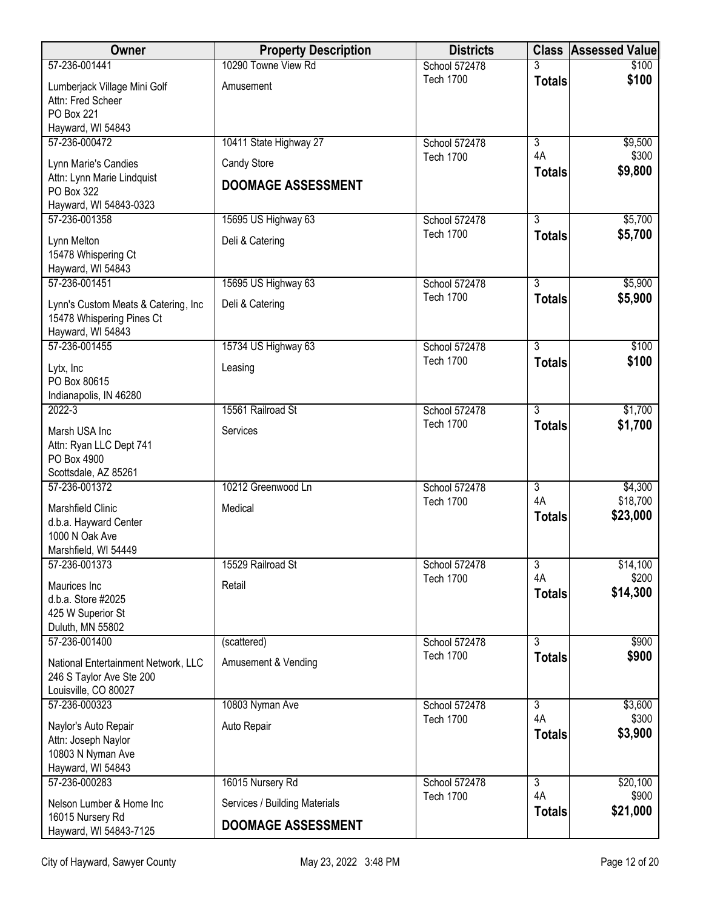| Owner | Property Description | Districts | Class | Assessed Value |
|---|---|---|---|---|
| 57-236-001441<br>Lumberjack Village Mini Golf<br>Attn: Fred Scheer<br>PO Box 221<br>Hayward, WI 54843 | 10290 Towne View Rd<br>Amusement | School 572478<br>Tech 1700 | 3<br>**Totals** | $100<br>**$100** |
| 57-236-000472<br>Lynn Marie's Candies<br>Attn: Lynn Marie Lindquist<br>PO Box 322<br>Hayward, WI 54843-0323 | 10411 State Highway 27<br>Candy Store<br>**DOOMAGE ASSESSMENT** | School 572478<br>Tech 1700 | 3<br>4A<br>**Totals** | $9,500<br>$300<br>**$9,800** |
| 57-236-001358<br>Lynn Melton<br>15478 Whispering Ct<br>Hayward, WI 54843 | 15695 US Highway 63<br>Deli & Catering | School 572478<br>Tech 1700 | 3<br>**Totals** | $5,700<br>**$5,700** |
| 57-236-001451<br>Lynn's Custom Meats & Catering, Inc<br>15478 Whispering Pines Ct<br>Hayward, WI 54843 | 15695 US Highway 63<br>Deli & Catering | School 572478<br>Tech 1700 | 3<br>**Totals** | $5,900<br>**$5,900** |
| 57-236-001455<br>Lytx, Inc<br>PO Box 80615<br>Indianapolis, IN 46280 | 15734 US Highway 63<br>Leasing | School 572478<br>Tech 1700 | 3<br>**Totals** | $100<br>**$100** |
| 2022-3<br>Marsh USA Inc<br>Attn: Ryan LLC Dept 741<br>PO Box 4900<br>Scottsdale, AZ 85261 | 15561 Railroad St<br>Services | School 572478<br>Tech 1700 | 3<br>**Totals** | $1,700<br>**$1,700** |
| 57-236-001372<br>Marshfield Clinic<br>d.b.a. Hayward Center<br>1000 N Oak Ave<br>Marshfield, WI 54449 | 10212 Greenwood Ln<br>Medical | School 572478<br>Tech 1700 | 3<br>4A<br>**Totals** | $4,300<br>$18,700<br>**$23,000** |
| 57-236-001373<br>Maurices Inc<br>d.b.a. Store #2025<br>425 W Superior St<br>Duluth, MN 55802 | 15529 Railroad St<br>Retail | School 572478<br>Tech 1700 | 3<br>4A<br>**Totals** | $14,100<br>$200<br>**$14,300** |
| 57-236-001400<br>National Entertainment Network, LLC<br>246 S Taylor Ave Ste 200<br>Louisville, CO 80027 | (scattered)<br>Amusement & Vending | School 572478<br>Tech 1700 | 3<br>**Totals** | $900<br>**$900** |
| 57-236-000323<br>Naylor's Auto Repair<br>Attn: Joseph Naylor<br>10803 N Nyman Ave<br>Hayward, WI 54843 | 10803 Nyman Ave<br>Auto Repair | School 572478<br>Tech 1700 | 3<br>4A<br>**Totals** | $3,600<br>$300<br>**$3,900** |
| 57-236-000283<br>Nelson Lumber & Home Inc<br>16015 Nursery Rd<br>Hayward, WI 54843-7125 | 16015 Nursery Rd<br>Services / Building Materials<br>**DOOMAGE ASSESSMENT** | School 572478<br>Tech 1700 | 3<br>4A<br>**Totals** | $20,100<br>$900<br>**$21,000** |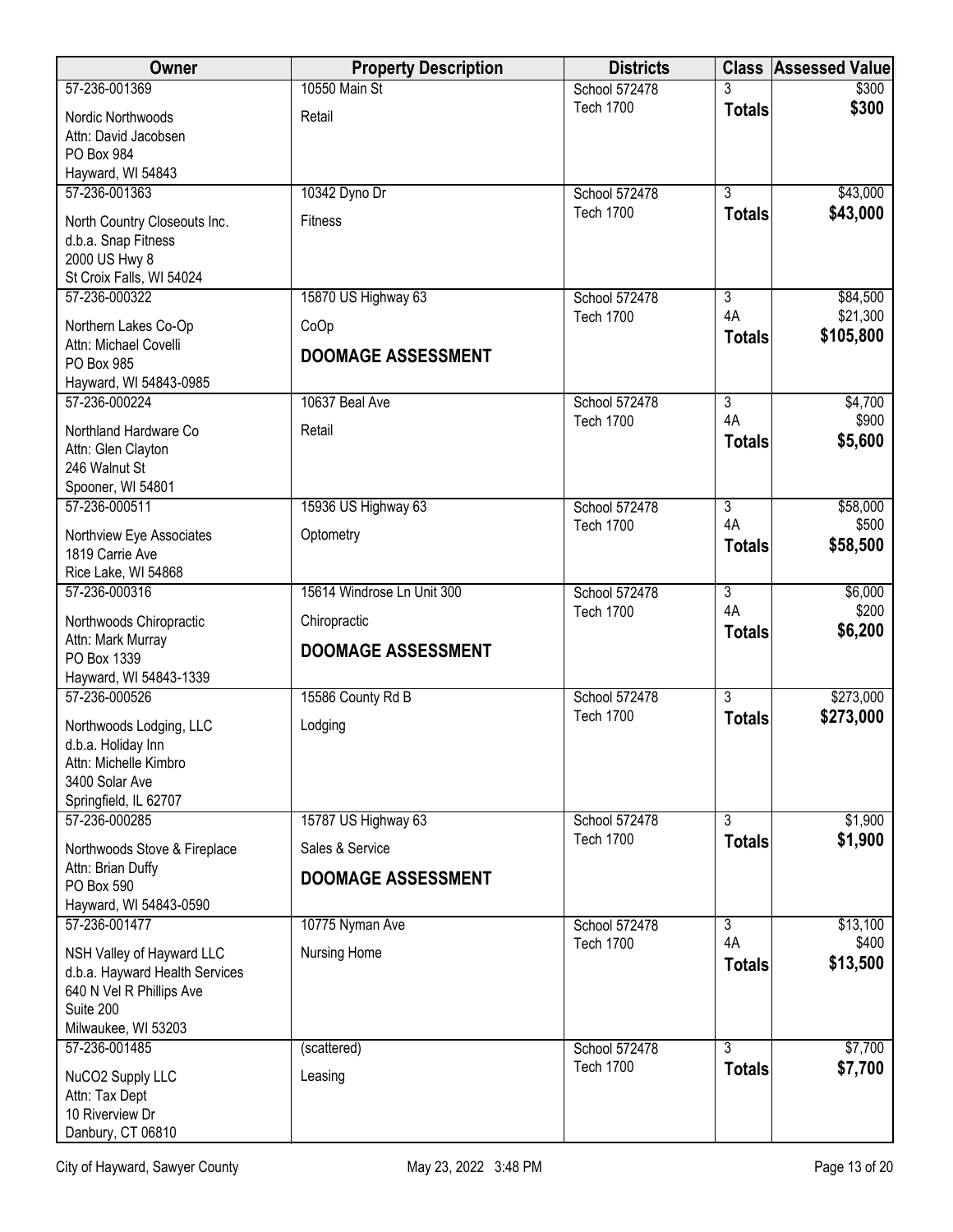| Owner | Property Description | Districts | Class | Assessed Value |
|---|---|---|---|---|
| 57-236-001369<br>Nordic Northwoods<br>Attn: David Jacobsen<br>PO Box 984<br>Hayward, WI 54843 | 10550 Main St<br>Retail | School 572478<br>Tech 1700 | 3<br>**Totals** | $300<br>**$300** |
| 57-236-001363<br>North Country Closeouts Inc.<br>d.b.a. Snap Fitness<br>2000 US Hwy 8<br>St Croix Falls, WI 54024 | 10342 Dyno Dr<br>Fitness | School 572478<br>Tech 1700 | 3<br>**Totals** | $43,000<br>**$43,000** |
| 57-236-000322<br>Northern Lakes Co-Op<br>Attn: Michael Covelli<br>PO Box 985<br>Hayward, WI 54843-0985 | 15870 US Highway 63<br>CoOp<br>**DOOMAGE ASSESSMENT** | School 572478<br>Tech 1700 | 3<br>4A<br>**Totals** | $84,500<br>$21,300<br>**$105,800** |
| 57-236-000224<br>Northland Hardware Co<br>Attn: Glen Clayton<br>246 Walnut St<br>Spooner, WI 54801 | 10637 Beal Ave<br>Retail | School 572478<br>Tech 1700 | 3<br>4A<br>**Totals** | $4,700<br>$900<br>**$5,600** |
| 57-236-000511<br>Northview Eye Associates<br>1819 Carrie Ave<br>Rice Lake, WI 54868 | 15936 US Highway 63<br>Optometry | School 572478<br>Tech 1700 | 3<br>4A<br>**Totals** | $58,000<br>$500<br>**$58,500** |
| 57-236-000316<br>Northwoods Chiropractic<br>Attn: Mark Murray<br>PO Box 1339<br>Hayward, WI 54843-1339 | 15614 Windrose Ln Unit 300<br>Chiropractic<br>**DOOMAGE ASSESSMENT** | School 572478<br>Tech 1700 | 3<br>4A<br>**Totals** | $6,000<br>$200<br>**$6,200** |
| 57-236-000526<br>Northwoods Lodging, LLC<br>d.b.a. Holiday Inn<br>Attn: Michelle Kimbro<br>3400 Solar Ave<br>Springfield, IL 62707 | 15586 County Rd B<br>Lodging | School 572478<br>Tech 1700 | 3<br>**Totals** | $273,000<br>**$273,000** |
| 57-236-000285<br>Northwoods Stove & Fireplace<br>Attn: Brian Duffy<br>PO Box 590<br>Hayward, WI 54843-0590 | 15787 US Highway 63<br>Sales & Service<br>**DOOMAGE ASSESSMENT** | School 572478<br>Tech 1700 | 3<br>**Totals** | $1,900<br>**$1,900** |
| 57-236-001477<br>NSH Valley of Hayward LLC<br>d.b.a. Hayward Health Services<br>640 N Vel R Phillips Ave<br>Suite 200<br>Milwaukee, WI 53203 | 10775 Nyman Ave<br>Nursing Home | School 572478<br>Tech 1700 | 3<br>4A<br>**Totals** | $13,100<br>$400<br>**$13,500** |
| 57-236-001485<br>NuCO2 Supply LLC<br>Attn: Tax Dept<br>10 Riverview Dr<br>Danbury, CT 06810 | (scattered)<br>Leasing | School 572478<br>Tech 1700 | 3<br>**Totals** | $7,700<br>**$7,700** |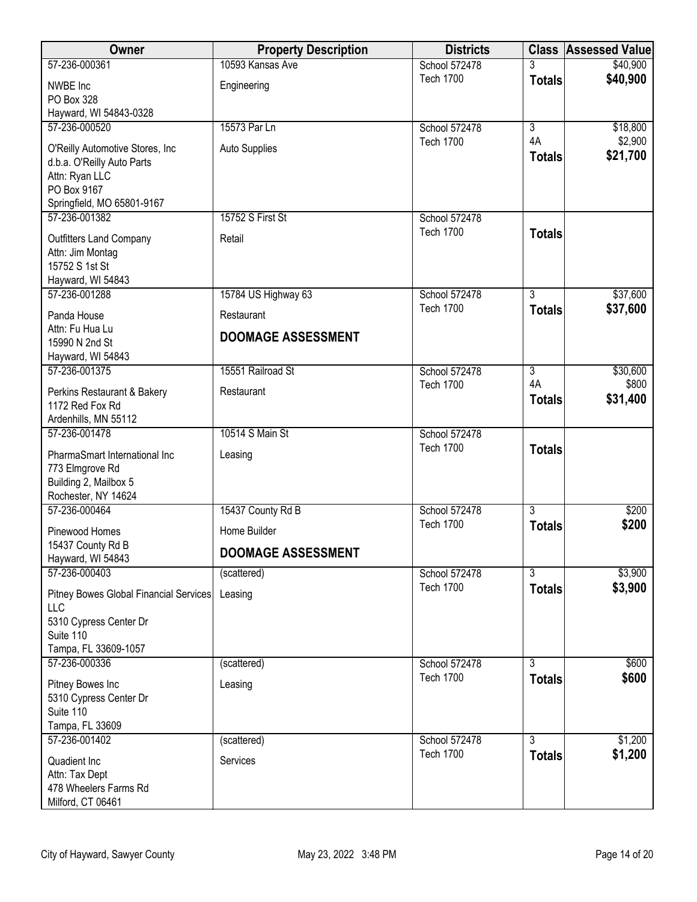| Owner | Property Description | Districts | Class | Assessed Value |
|---|---|---|---|---|
| 57-236-000361<br>NWBE Inc<br>PO Box 328<br>Hayward, WI 54843-0328 | 10593 Kansas Ave<br>Engineering | School 572478<br>Tech 1700 | 3<br>**Totals** | $40,900<br>**$40,900** |
| 57-236-000520<br>O'Reilly Automotive Stores, Inc<br>d.b.a. O'Reilly Auto Parts<br>Attn: Ryan LLC<br>PO Box 9167<br>Springfield, MO 65801-9167 | 15573 Par Ln<br>Auto Supplies | School 572478<br>Tech 1700 | 3<br>4A<br>**Totals** | $18,800<br>$2,900<br>**$21,700** |
| 57-236-001382<br>Outfitters Land Company<br>Attn: Jim Montag<br>15752 S 1st St<br>Hayward, WI 54843 | 15752 S First St<br>Retail | School 572478<br>Tech 1700 | **Totals** | |
| 57-236-001288<br>Panda House<br>Attn: Fu Hua Lu<br>15990 N 2nd St<br>Hayward, WI 54843 | 15784 US Highway 63<br>Restaurant<br>**DOOMAGE ASSESSMENT** | School 572478<br>Tech 1700 | 3<br>**Totals** | $37,600<br>**$37,600** |
| 57-236-001375<br>Perkins Restaurant & Bakery<br>1172 Red Fox Rd<br>Ardenhills, MN 55112 | 15551 Railroad St<br>Restaurant | School 572478<br>Tech 1700 | 3<br>4A<br>**Totals** | $30,600<br>$800<br>**$31,400** |
| 57-236-001478<br>PharmaSmart International Inc<br>773 Elmgrove Rd<br>Building 2, Mailbox 5<br>Rochester, NY 14624 | 10514 S Main St<br>Leasing | School 572478<br>Tech 1700 | **Totals** | |
| 57-236-000464<br>Pinewood Homes<br>15437 County Rd B<br>Hayward, WI 54843 | 15437 County Rd B<br>Home Builder<br>**DOOMAGE ASSESSMENT** | School 572478<br>Tech 1700 | 3<br>**Totals** | $200<br>**$200** |
| 57-236-000403<br>Pitney Bowes Global Financial Services LLC<br>5310 Cypress Center Dr<br>Suite 110<br>Tampa, FL 33609-1057 | (scattered)<br>Leasing | School 572478<br>Tech 1700 | 3<br>**Totals** | $3,900<br>**$3,900** |
| 57-236-000336<br>Pitney Bowes Inc<br>5310 Cypress Center Dr<br>Suite 110<br>Tampa, FL 33609 | (scattered)<br>Leasing | School 572478<br>Tech 1700 | 3<br>**Totals** | $600<br>**$600** |
| 57-236-001402<br>Quadient Inc<br>Attn: Tax Dept<br>478 Wheelers Farms Rd<br>Milford, CT 06461 | (scattered)<br>Services | School 572478<br>Tech 1700 | 3<br>**Totals** | $1,200<br>**$1,200** |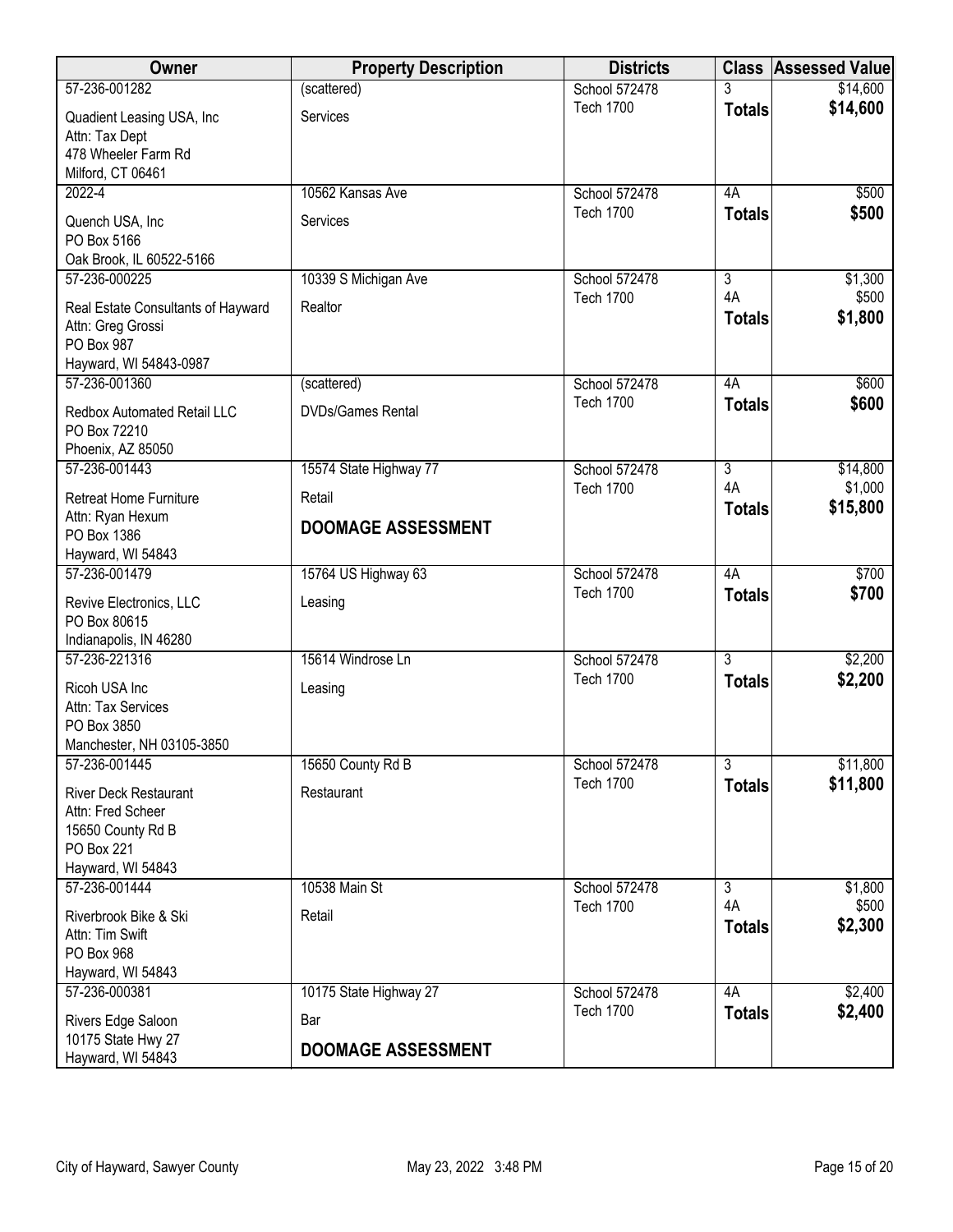| Owner | Property Description | Districts | Class | Assessed Value |
|---|---|---|---|---|
| 57-236-001282<br>Quadient Leasing USA, Inc<br>Attn: Tax Dept<br>478 Wheeler Farm Rd<br>Milford, CT 06461 | (scattered)<br>Services | School 572478<br>Tech 1700 | 3<br>**Totals** | $14,600<br>**$14,600** |
| 2022-4<br>Quench USA, Inc<br>PO Box 5166<br>Oak Brook, IL 60522-5166 | 10562 Kansas Ave<br>Services | School 572478<br>Tech 1700 | 4A<br>**Totals** | $500<br>**$500** |
| 57-236-000225<br>Real Estate Consultants of Hayward<br>Attn: Greg Grossi<br>PO Box 987<br>Hayward, WI 54843-0987 | 10339 S Michigan Ave<br>Realtor | School 572478<br>Tech 1700 | 3<br>4A<br>**Totals** | $1,300<br>$500<br>**$1,800** |
| 57-236-001360<br>Redbox Automated Retail LLC<br>PO Box 72210<br>Phoenix, AZ 85050 | (scattered)<br>DVDs/Games Rental | School 572478<br>Tech 1700 | 4A<br>**Totals** | $600<br>**$600** |
| 57-236-001443<br>Retreat Home Furniture<br>Attn: Ryan Hexum<br>PO Box 1386<br>Hayward, WI 54843 | 15574 State Highway 77<br>Retail<br>**DOOMAGE ASSESSMENT** | School 572478<br>Tech 1700 | 3<br>4A<br>**Totals** | $14,800<br>$1,000<br>**$15,800** |
| 57-236-001479<br>Revive Electronics, LLC<br>PO Box 80615<br>Indianapolis, IN 46280 | 15764 US Highway 63<br>Leasing | School 572478<br>Tech 1700 | 4A<br>**Totals** | $700<br>**$700** |
| 57-236-221316<br>Ricoh USA Inc<br>Attn: Tax Services<br>PO Box 3850<br>Manchester, NH 03105-3850 | 15614 Windrose Ln<br>Leasing | School 572478<br>Tech 1700 | 3<br>**Totals** | $2,200<br>**$2,200** |
| 57-236-001445<br>River Deck Restaurant<br>Attn: Fred Scheer<br>15650 County Rd B<br>PO Box 221<br>Hayward, WI 54843 | 15650 County Rd B<br>Restaurant | School 572478<br>Tech 1700 | 3<br>**Totals** | $11,800<br>**$11,800** |
| 57-236-001444<br>Riverbrook Bike & Ski<br>Attn: Tim Swift<br>PO Box 968<br>Hayward, WI 54843 | 10538 Main St<br>Retail | School 572478<br>Tech 1700 | 3<br>4A<br>**Totals** | $1,800<br>$500<br>**$2,300** |
| 57-236-000381<br>Rivers Edge Saloon<br>10175 State Hwy 27<br>Hayward, WI 54843 | 10175 State Highway 27<br>Bar<br>**DOOMAGE ASSESSMENT** | School 572478<br>Tech 1700 | 4A<br>**Totals** | $2,400<br>**$2,400** |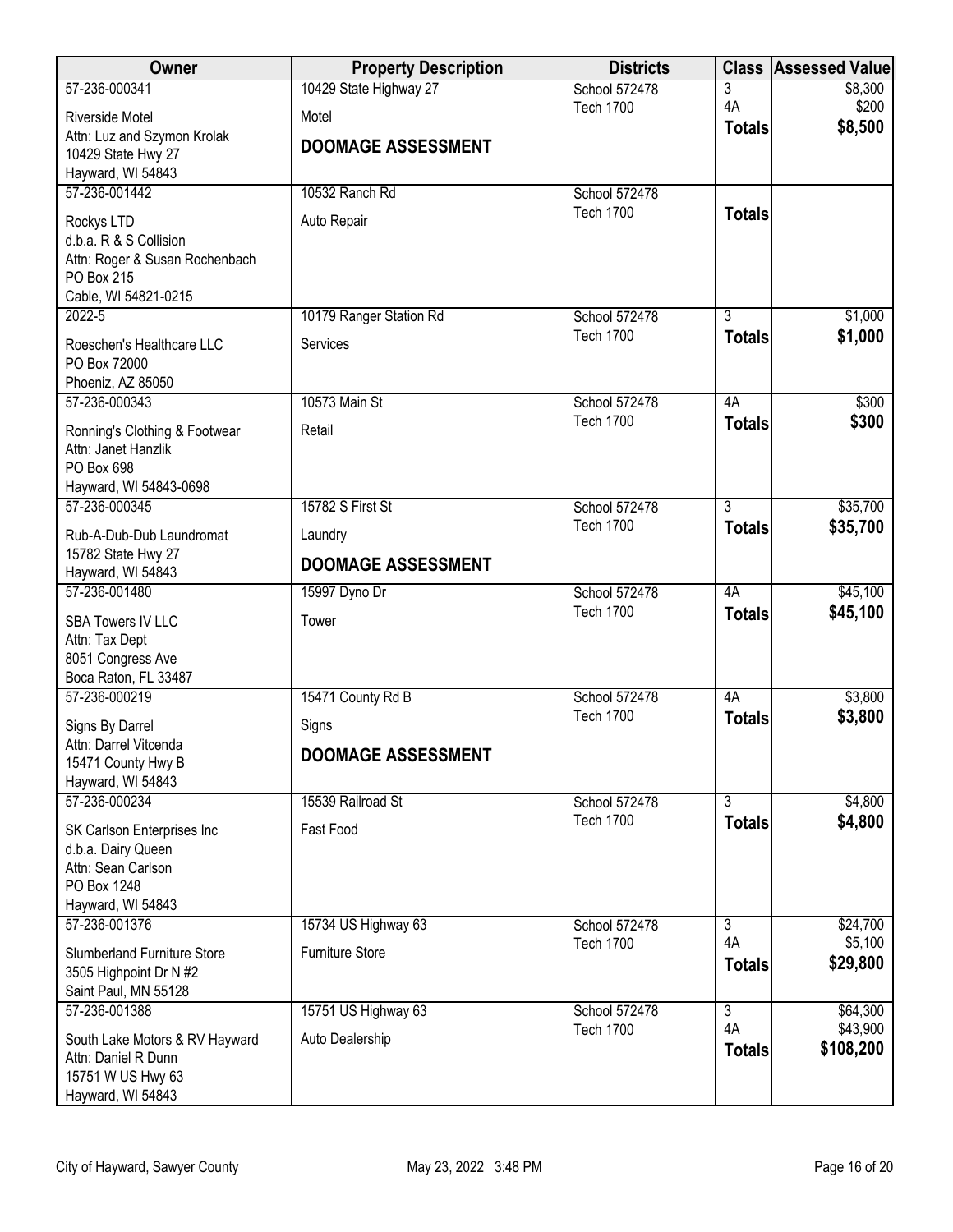| Owner | Property Description | Districts | Class | Assessed Value |
|---|---|---|---|---|
| 57-236-000341<br>Riverside Motel<br>Attn: Luz and Szymon Krolak<br>10429 State Hwy 27<br>Hayward, WI 54843 | 10429 State Highway 27<br>Motel<br>**DOOMAGE ASSESSMENT** | School 572478<br>Tech 1700 | 3<br>4A<br>**Totals** | \$8,300<br>\$200<br>**\$8,500** |
| 57-236-001442<br>Rockys LTD<br>d.b.a. R & S Collision<br>Attn: Roger & Susan Rochenbach<br>PO Box 215<br>Cable, WI 54821-0215 | 10532 Ranch Rd<br>Auto Repair | School 572478<br>Tech 1700 | **Totals** | |
| 2022-5<br>Roeschen's Healthcare LLC<br>PO Box 72000<br>Phoeniz, AZ 85050 | 10179 Ranger Station Rd<br>Services | School 572478<br>Tech 1700 | 3<br>**Totals** | \$1,000<br>**\$1,000** |
| 57-236-000343<br>Ronning's Clothing & Footwear<br>Attn: Janet Hanzlik<br>PO Box 698<br>Hayward, WI 54843-0698 | 10573 Main St<br>Retail | School 572478<br>Tech 1700 | 4A<br>**Totals** | \$300<br>**\$300** |
| 57-236-000345<br>Rub-A-Dub-Dub Laundromat<br>15782 State Hwy 27<br>Hayward, WI 54843 | 15782 S First St<br>Laundry<br>**DOOMAGE ASSESSMENT** | School 572478<br>Tech 1700 | 3<br>**Totals** | \$35,700<br>**\$35,700** |
| 57-236-001480<br>SBA Towers IV LLC<br>Attn: Tax Dept<br>8051 Congress Ave<br>Boca Raton, FL 33487 | 15997 Dyno Dr<br>Tower | School 572478<br>Tech 1700 | 4A<br>**Totals** | \$45,100<br>**\$45,100** |
| 57-236-000219<br>Signs By Darrel<br>Attn: Darrel Vitcenda<br>15471 County Hwy B<br>Hayward, WI 54843 | 15471 County Rd B<br>Signs<br>**DOOMAGE ASSESSMENT** | School 572478<br>Tech 1700 | 4A<br>**Totals** | \$3,800<br>**\$3,800** |
| 57-236-000234<br>SK Carlson Enterprises Inc<br>d.b.a. Dairy Queen<br>Attn: Sean Carlson<br>PO Box 1248<br>Hayward, WI 54843 | 15539 Railroad St<br>Fast Food | School 572478<br>Tech 1700 | 3<br>**Totals** | \$4,800<br>**\$4,800** |
| 57-236-001376<br>Slumberland Furniture Store<br>3505 Highpoint Dr N #2<br>Saint Paul, MN 55128 | 15734 US Highway 63<br>Furniture Store | School 572478<br>Tech 1700 | 3<br>4A<br>**Totals** | \$24,700<br>\$5,100<br>**\$29,800** |
| 57-236-001388<br>South Lake Motors & RV Hayward<br>Attn: Daniel R Dunn<br>15751 W US Hwy 63<br>Hayward, WI 54843 | 15751 US Highway 63<br>Auto Dealership | School 572478<br>Tech 1700 | 3<br>4A<br>**Totals** | \$64,300<br>\$43,900<br>**\$108,200** |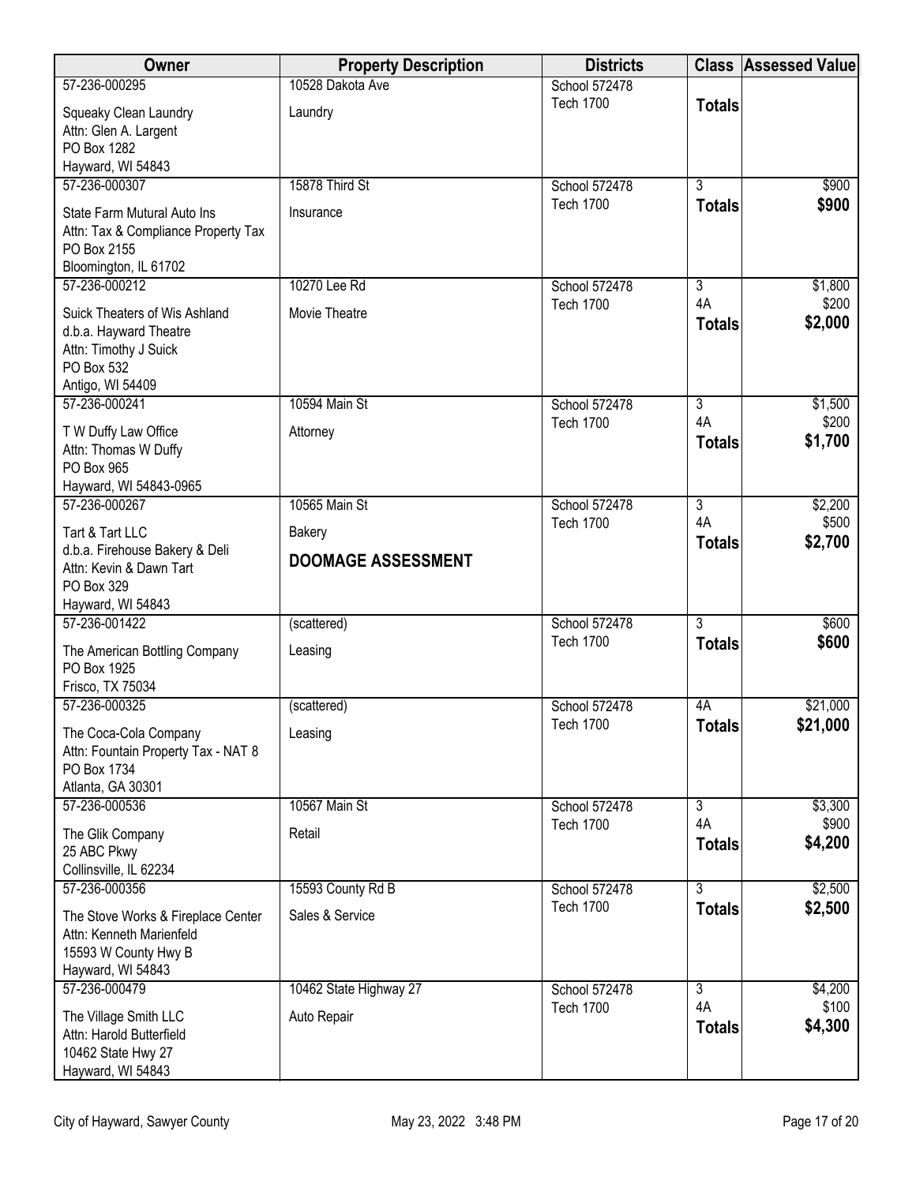| Owner | Property Description | Districts | Class | Assessed Value |
|---|---|---|---|---|
| 57-236-000295<br>Squeaky Clean Laundry<br>Attn: Glen A. Largent<br>PO Box 1282<br>Hayward, WI 54843 | 10528 Dakota Ave<br>Laundry | School 572478<br>Tech 1700 | **Totals** | |
| 57-236-000307<br>State Farm Mutural Auto Ins<br>Attn: Tax & Compliance Property Tax<br>PO Box 2155<br>Bloomington, IL 61702 | 15878 Third St<br>Insurance | School 572478<br>Tech 1700 | 3<br>**Totals** | $900<br>**$900** |
| 57-236-000212<br>Suick Theaters of Wis Ashland<br>d.b.a. Hayward Theatre<br>Attn: Timothy J Suick<br>PO Box 532<br>Antigo, WI 54409 | 10270 Lee Rd<br>Movie Theatre | School 572478<br>Tech 1700 | 3<br>4A<br>**Totals** | $1,800<br>$200<br>**$2,000** |
| 57-236-000241<br>T W Duffy Law Office<br>Attn: Thomas W Duffy<br>PO Box 965<br>Hayward, WI 54843-0965 | 10594 Main St<br>Attorney | School 572478<br>Tech 1700 | 3<br>4A<br>**Totals** | $1,500<br>$200<br>**$1,700** |
| 57-236-000267<br>Tart & Tart LLC<br>d.b.a. Firehouse Bakery & Deli<br>Attn: Kevin & Dawn Tart<br>PO Box 329<br>Hayward, WI 54843 | 10565 Main St<br>Bakery<br>**DOOMAGE ASSESSMENT** | School 572478<br>Tech 1700 | 3<br>4A<br>**Totals** | $2,200<br>$500<br>**$2,700** |
| 57-236-001422<br>The American Bottling Company<br>PO Box 1925<br>Frisco, TX 75034 | (scattered)<br>Leasing | School 572478<br>Tech 1700 | 3<br>**Totals** | $600<br>**$600** |
| 57-236-000325<br>The Coca-Cola Company<br>Attn: Fountain Property Tax - NAT 8<br>PO Box 1734<br>Atlanta, GA 30301 | (scattered)<br>Leasing | School 572478<br>Tech 1700 | 4A<br>**Totals** | $21,000<br>**$21,000** |
| 57-236-000536<br>The Glik Company<br>25 ABC Pkwy<br>Collinsville, IL 62234 | 10567 Main St<br>Retail | School 572478<br>Tech 1700 | 3<br>4A<br>**Totals** | $3,300<br>$900<br>**$4,200** |
| 57-236-000356<br>The Stove Works & Fireplace Center<br>Attn: Kenneth Marienfeld<br>15593 W County Hwy B<br>Hayward, WI 54843 | 15593 County Rd B<br>Sales & Service | School 572478<br>Tech 1700 | 3<br>**Totals** | $2,500<br>**$2,500** |
| 57-236-000479<br>The Village Smith LLC<br>Attn: Harold Butterfield<br>10462 State Hwy 27<br>Hayward, WI 54843 | 10462 State Highway 27<br>Auto Repair | School 572478<br>Tech 1700 | 3<br>4A<br>**Totals** | $4,200<br>$100<br>**$4,300** |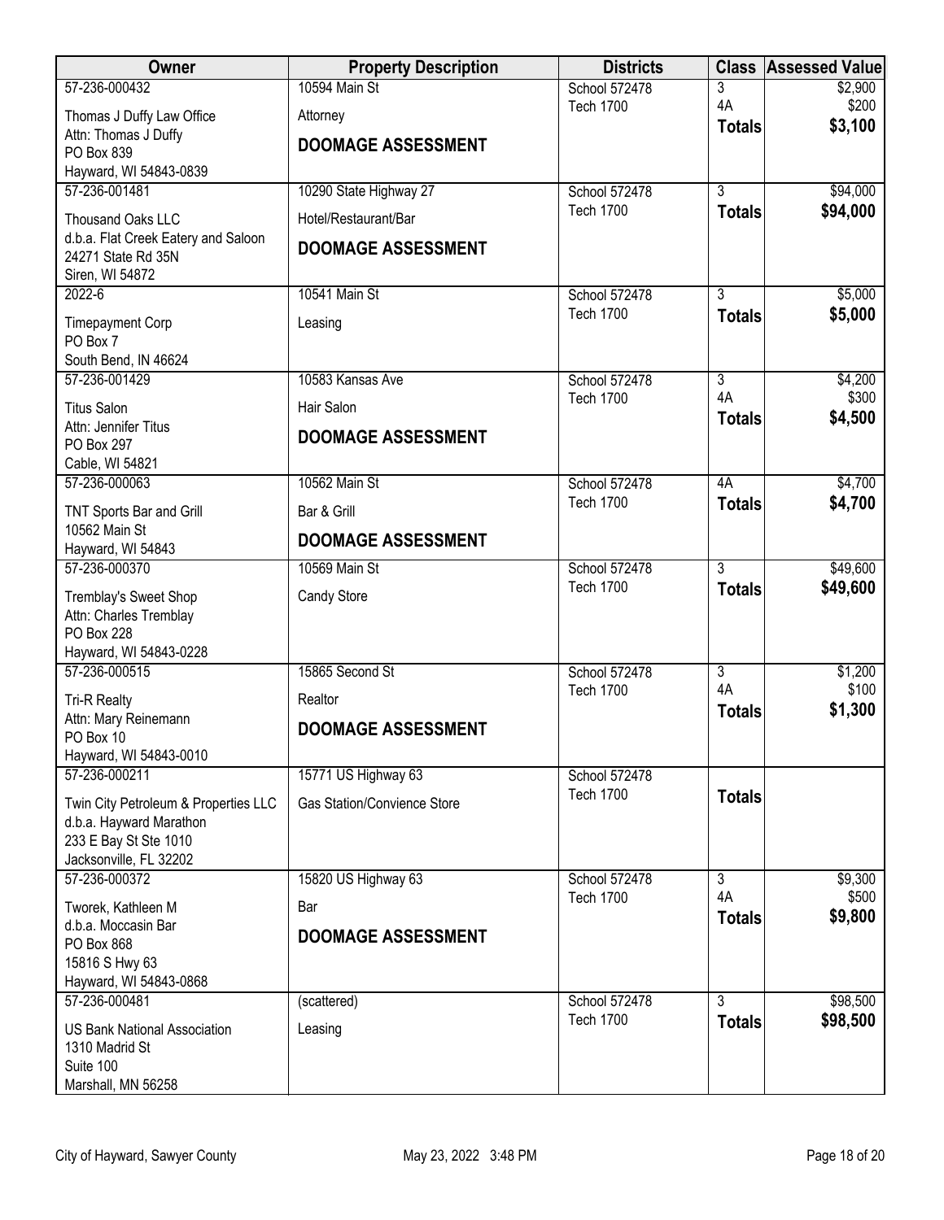| Owner | Property Description | Districts | Class | Assessed Value |
|---|---|---|---|---|
| 57-236-000432<br>Thomas J Duffy Law Office<br>Attn: Thomas J Duffy<br>PO Box 839<br>Hayward, WI 54843-0839 | 10594 Main St<br>Attorney<br>**DOOMAGE ASSESSMENT** | School 572478<br>Tech 1700 | 3<br>4A<br>**Totals** | $2,900<br>$200<br>**$3,100** |
| 57-236-001481<br>Thousand Oaks LLC<br>d.b.a. Flat Creek Eatery and Saloon<br>24271 State Rd 35N<br>Siren, WI 54872 | 10290 State Highway 27<br>Hotel/Restaurant/Bar<br>**DOOMAGE ASSESSMENT** | School 572478<br>Tech 1700 | 3<br>**Totals** | $94,000<br>**$94,000** |
| 2022-6<br>Timepayment Corp<br>PO Box 7<br>South Bend, IN 46624 | 10541 Main St<br>Leasing | School 572478<br>Tech 1700 | 3<br>**Totals** | $5,000<br>**$5,000** |
| 57-236-001429<br>Titus Salon<br>Attn: Jennifer Titus<br>PO Box 297<br>Cable, WI 54821 | 10583 Kansas Ave<br>Hair Salon<br>**DOOMAGE ASSESSMENT** | School 572478<br>Tech 1700 | 3<br>4A<br>**Totals** | $4,200<br>$300<br>**$4,500** |
| 57-236-000063<br>TNT Sports Bar and Grill<br>10562 Main St<br>Hayward, WI 54843 | 10562 Main St<br>Bar & Grill<br>**DOOMAGE ASSESSMENT** | School 572478<br>Tech 1700 | 4A<br>**Totals** | $4,700<br>**$4,700** |
| 57-236-000370<br>Tremblay's Sweet Shop<br>Attn: Charles Tremblay<br>PO Box 228<br>Hayward, WI 54843-0228 | 10569 Main St<br>Candy Store | School 572478<br>Tech 1700 | 3<br>**Totals** | $49,600<br>**$49,600** |
| 57-236-000515<br>Tri-R Realty<br>Attn: Mary Reinemann<br>PO Box 10<br>Hayward, WI 54843-0010 | 15865 Second St<br>Realtor<br>**DOOMAGE ASSESSMENT** | School 572478<br>Tech 1700 | 3<br>4A<br>**Totals** | $1,200<br>$100<br>**$1,300** |
| 57-236-000211<br>Twin City Petroleum & Properties LLC<br>d.b.a. Hayward Marathon<br>233 E Bay St Ste 1010<br>Jacksonville, FL 32202 | 15771 US Highway 63<br>Gas Station/Convience Store | School 572478<br>Tech 1700 | **Totals** | |
| 57-236-000372<br>Tworek, Kathleen M<br>d.b.a. Moccasin Bar<br>PO Box 868<br>15816 S Hwy 63<br>Hayward, WI 54843-0868 | 15820 US Highway 63<br>Bar<br>**DOOMAGE ASSESSMENT** | School 572478<br>Tech 1700 | 3<br>4A<br>**Totals** | $9,300<br>$500<br>**$9,800** |
| 57-236-000481<br>US Bank National Association<br>1310 Madrid St<br>Suite 100<br>Marshall, MN 56258 | (scattered)<br>Leasing | School 572478<br>Tech 1700 | 3<br>**Totals** | $98,500<br>**$98,500** |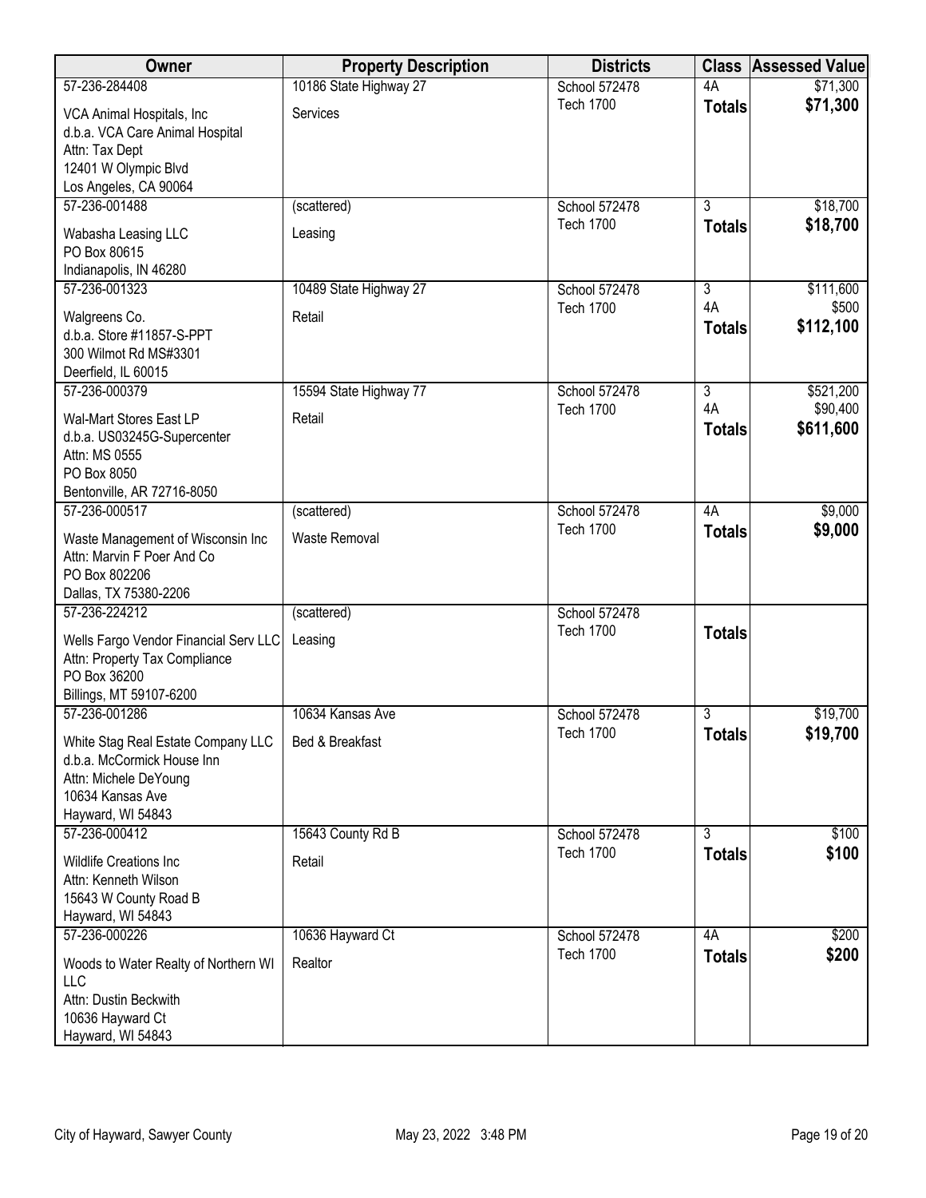| Owner | Property Description | Districts | Class | Assessed Value |
|---|---|---|---|---|
| 57-236-284408<br>VCA Animal Hospitals, Inc<br>d.b.a. VCA Care Animal Hospital<br>Attn: Tax Dept<br>12401 W Olympic Blvd<br>Los Angeles, CA 90064 | 10186 State Highway 27<br>Services | School 572478<br>Tech 1700 | 4A<br>**Totals** | $71,300<br>**$71,300** |
| 57-236-001488<br>Wabasha Leasing LLC<br>PO Box 80615<br>Indianapolis, IN 46280 | (scattered)<br>Leasing | School 572478<br>Tech 1700 | 3<br>**Totals** | $18,700<br>**$18,700** |
| 57-236-001323<br>Walgreens Co.<br>d.b.a. Store #11857-S-PPT<br>300 Wilmot Rd MS#3301<br>Deerfield, IL 60015 | 10489 State Highway 27<br>Retail | School 572478<br>Tech 1700 | 3<br>4A<br>**Totals** | $111,600<br>$500<br>**$112,100** |
| 57-236-000379<br>Wal-Mart Stores East LP<br>d.b.a. US03245G-Supercenter<br>Attn: MS 0555<br>PO Box 8050<br>Bentonville, AR 72716-8050 | 15594 State Highway 77<br>Retail | School 572478<br>Tech 1700 | 3<br>4A<br>**Totals** | $521,200<br>$90,400<br>**$611,600** |
| 57-236-000517<br>Waste Management of Wisconsin Inc<br>Attn: Marvin F Poer And Co<br>PO Box 802206<br>Dallas, TX 75380-2206 | (scattered)<br>Waste Removal | School 572478<br>Tech 1700 | 4A<br>**Totals** | $9,000<br>**$9,000** |
| 57-236-224212<br>Wells Fargo Vendor Financial Serv LLC<br>Attn: Property Tax Compliance<br>PO Box 36200<br>Billings, MT 59107-6200 | (scattered)<br>Leasing | School 572478<br>Tech 1700 | **Totals** | |
| 57-236-001286<br>White Stag Real Estate Company LLC<br>d.b.a. McCormick House Inn<br>Attn: Michele DeYoung<br>10634 Kansas Ave<br>Hayward, WI 54843 | 10634 Kansas Ave<br>Bed & Breakfast | School 572478<br>Tech 1700 | 3<br>**Totals** | $19,700<br>**$19,700** |
| 57-236-000412<br>Wildlife Creations Inc<br>Attn: Kenneth Wilson<br>15643 W County Road B<br>Hayward, WI 54843 | 15643 County Rd B<br>Retail | School 572478<br>Tech 1700 | 3<br>**Totals** | $100<br>**$100** |
| 57-236-000226<br>Woods to Water Realty of Northern WI LLC<br>Attn: Dustin Beckwith<br>10636 Hayward Ct<br>Hayward, WI 54843 | 10636 Hayward Ct<br>Realtor | School 572478<br>Tech 1700 | 4A<br>**Totals** | $200<br>**$200** |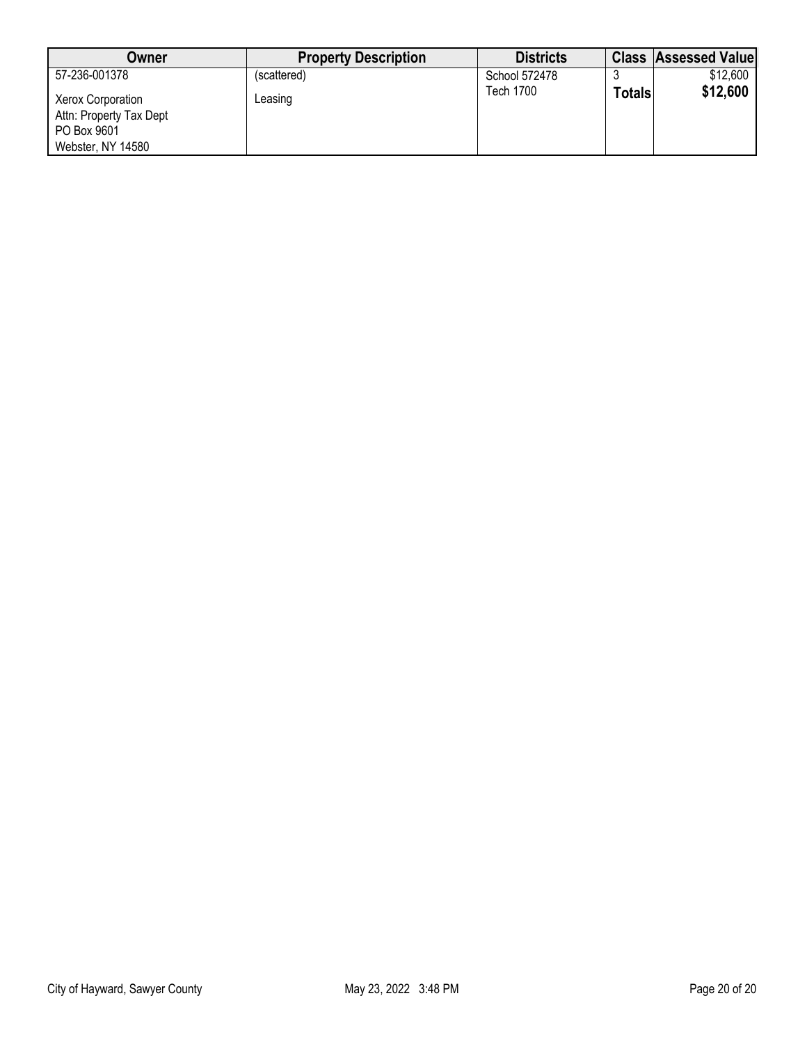| Owner | Property Description | Districts | Class | Assessed Value |
|---|---|---|---|---|
| 57-236-001378 | (scattered) | School 572478 | 3 | $12,600 |
| Xerox Corporation<br>Attn: Property Tax Dept<br>PO Box 9601<br>Webster, NY 14580 | Leasing | Tech 1700 | **Totals** | **$12,600** |